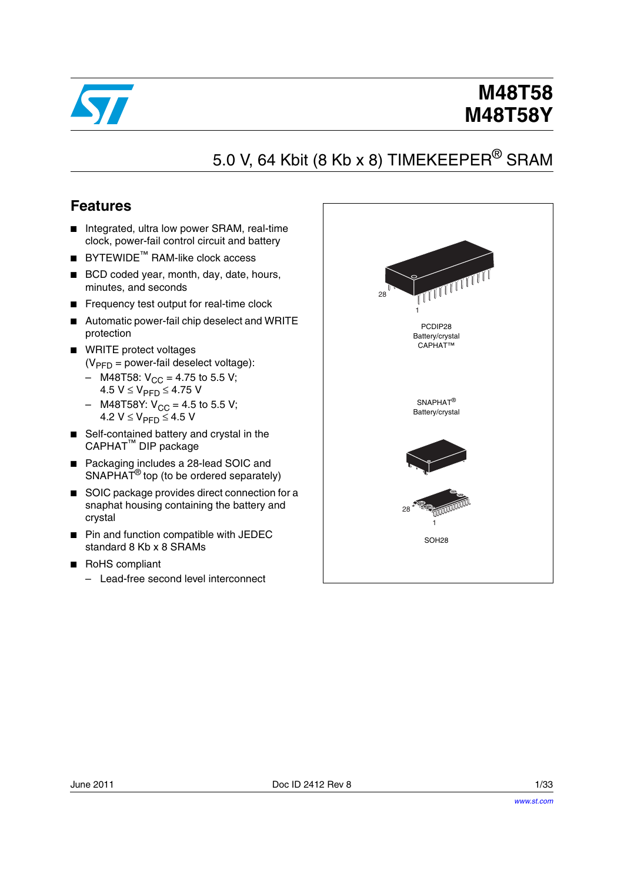# M48T58
# M48T58Y

## 5.0 V, 64 Kbit (8 Kb x 8) TIMEKEEPER® SRAM

### Features

- Integrated, ultra low power SRAM, real-time clock, power-fail control circuit and battery
- BYTEWIDE™ RAM-like clock access
- BCD coded year, month, day, date, hours, minutes, and seconds
- Frequency test output for real-time clock
- Automatic power-fail chip deselect and WRITE protection
- WRITE protect voltages ($V_{PFD}$ = power-fail deselect voltage):
  - M48T58: $V_{CC}$ = 4.75 to 5.5 V; 4.5 V ≤ $V_{PFD}$ ≤ 4.75 V
  - M48T58Y: $V_{CC}$ = 4.5 to 5.5 V; 4.2 V ≤ $V_{PFD}$ ≤ 4.5 V
- Self-contained battery and crystal in the CAPHAT™ DIP package
- Packaging includes a 28-lead SOIC and SNAPHAT® top (to be ordered separately)
- SOIC package provides direct connection for a snaphat housing containing the battery and crystal
- Pin and function compatible with JEDEC standard 8 Kb x 8 SRAMs
- RoHS compliant
  - Lead-free second level interconnect

PCDIP28 Battery/crystal CAPHAT™

SNAPHAT® Battery/crystal

SOH28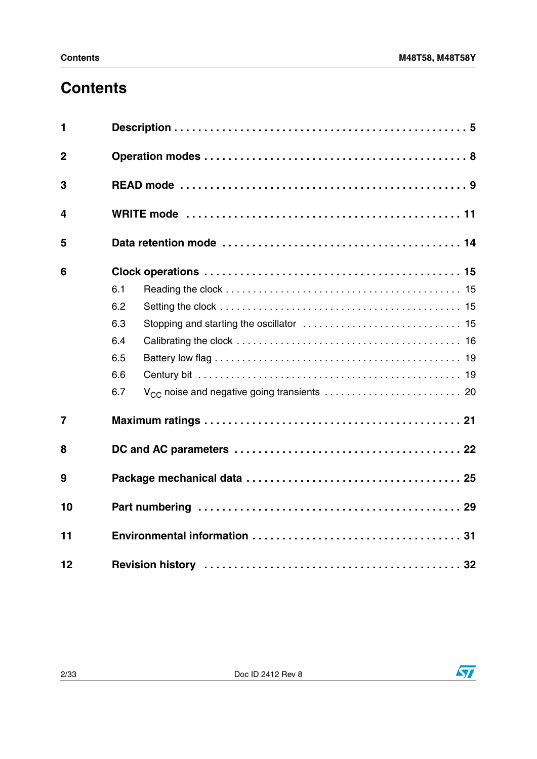# Contents

| | | |
|---|---|---|
| **1** | **Description** | **5** |
| **2** | **Operation modes** | **8** |
| **3** | **READ mode** | **9** |
| **4** | **WRITE mode** | **11** |
| **5** | **Data retention mode** | **14** |
| **6** | **Clock operations** | **15** |
| | 6.1 Reading the clock | 15 |
| | 6.2 Setting the clock | 15 |
| | 6.3 Stopping and starting the oscillator | 15 |
| | 6.4 Calibrating the clock | 16 |
| | 6.5 Battery low flag | 19 |
| | 6.6 Century bit | 19 |
| | 6.7 $V_{CC}$ noise and negative going transients | 20 |
| **7** | **Maximum ratings** | **21** |
| **8** | **DC and AC parameters** | **22** |
| **9** | **Package mechanical data** | **25** |
| **10** | **Part numbering** | **29** |
| **11** | **Environmental information** | **31** |
| **12** | **Revision history** | **32** |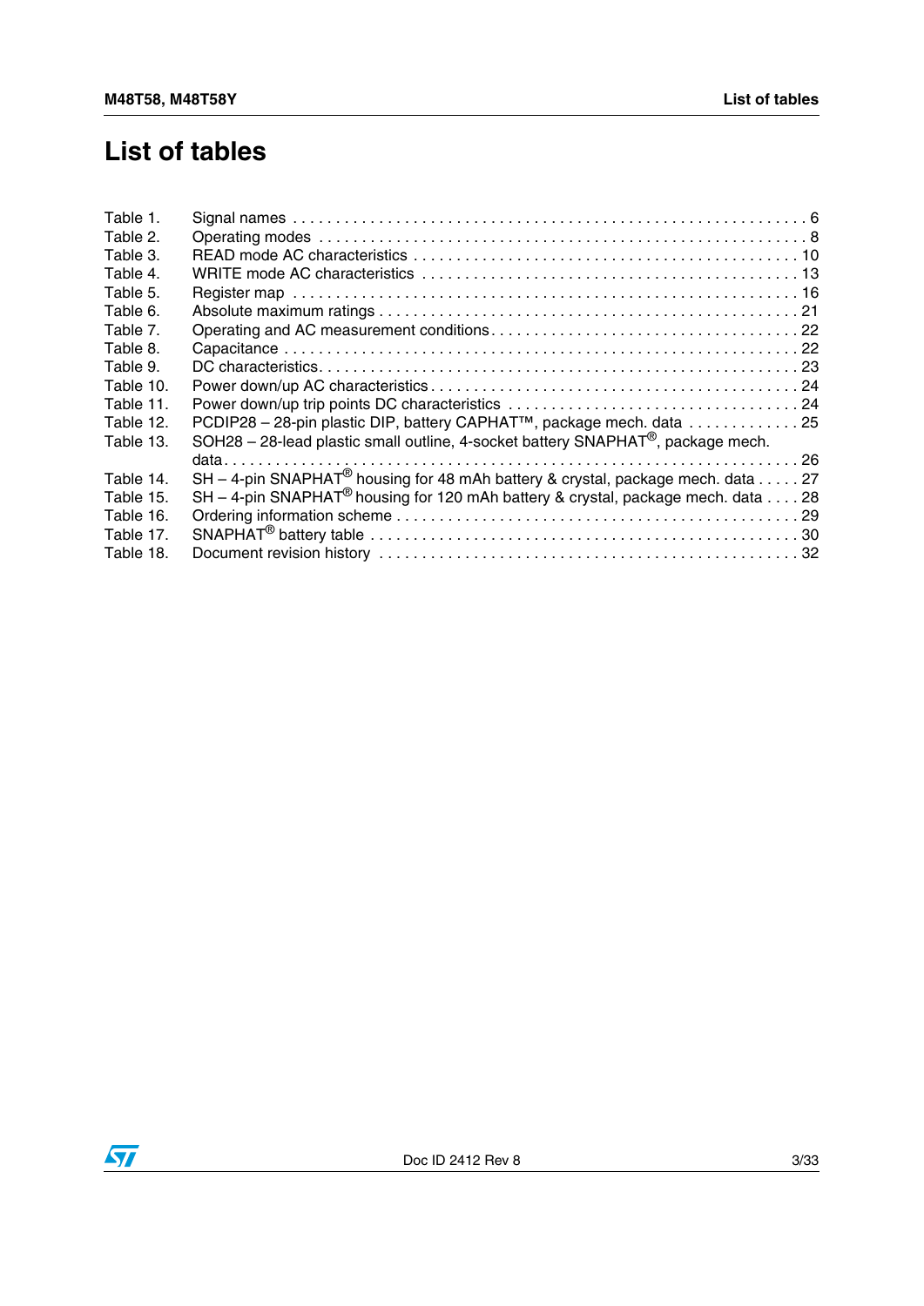# List of tables

| | | |
|---|---|---|
| Table 1. | Signal names | 6 |
| Table 2. | Operating modes | 8 |
| Table 3. | READ mode AC characteristics | 10 |
| Table 4. | WRITE mode AC characteristics | 13 |
| Table 5. | Register map | 16 |
| Table 6. | Absolute maximum ratings | 21 |
| Table 7. | Operating and AC measurement conditions | 22 |
| Table 8. | Capacitance | 22 |
| Table 9. | DC characteristics | 23 |
| Table 10. | Power down/up AC characteristics | 24 |
| Table 11. | Power down/up trip points DC characteristics | 24 |
| Table 12. | PCDIP28 – 28-pin plastic DIP, battery CAPHAT™, package mech. data | 25 |
| Table 13. | SOH28 – 28-lead plastic small outline, 4-socket battery SNAPHAT®, package mech. data | 26 |
| Table 14. | SH – 4-pin SNAPHAT® housing for 48 mAh battery & crystal, package mech. data | 27 |
| Table 15. | SH – 4-pin SNAPHAT® housing for 120 mAh battery & crystal, package mech. data | 28 |
| Table 16. | Ordering information scheme | 29 |
| Table 17. | SNAPHAT® battery table | 30 |
| Table 18. | Document revision history | 32 |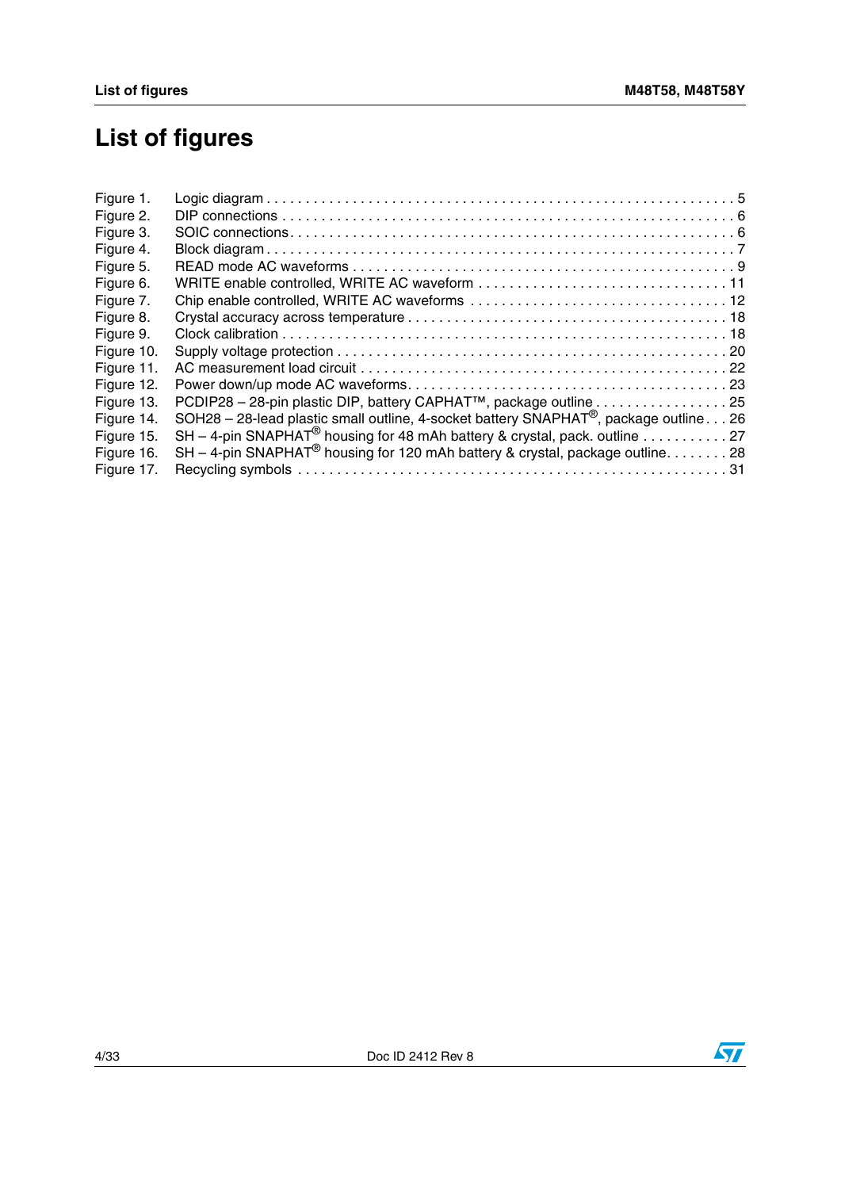# List of figures

Figure 1. Logic diagram . . . . . . . . . . . . . . . . . . . . . . . . . . . . . . . . . . . . . . . . . . . . . . . . . . . . . . . . . . 5
Figure 2. DIP connections . . . . . . . . . . . . . . . . . . . . . . . . . . . . . . . . . . . . . . . . . . . . . . . . . . . . . . . . . 6
Figure 3. SOIC connections. . . . . . . . . . . . . . . . . . . . . . . . . . . . . . . . . . . . . . . . . . . . . . . . . . . . . . . . 6
Figure 4. Block diagram . . . . . . . . . . . . . . . . . . . . . . . . . . . . . . . . . . . . . . . . . . . . . . . . . . . . . . . . . . 7
Figure 5. READ mode AC waveforms . . . . . . . . . . . . . . . . . . . . . . . . . . . . . . . . . . . . . . . . . . . . . . . . . 9
Figure 6. WRITE enable controlled, WRITE AC waveform . . . . . . . . . . . . . . . . . . . . . . . . . . . . . . . . 11
Figure 7. Chip enable controlled, WRITE AC waveforms . . . . . . . . . . . . . . . . . . . . . . . . . . . . . . . . . 12
Figure 8. Crystal accuracy across temperature . . . . . . . . . . . . . . . . . . . . . . . . . . . . . . . . . . . . . . . . 18
Figure 9. Clock calibration . . . . . . . . . . . . . . . . . . . . . . . . . . . . . . . . . . . . . . . . . . . . . . . . . . . . . . . . 18
Figure 10. Supply voltage protection . . . . . . . . . . . . . . . . . . . . . . . . . . . . . . . . . . . . . . . . . . . . . . . . 20
Figure 11. AC measurement load circuit . . . . . . . . . . . . . . . . . . . . . . . . . . . . . . . . . . . . . . . . . . . . . . 22
Figure 12. Power down/up mode AC waveforms. . . . . . . . . . . . . . . . . . . . . . . . . . . . . . . . . . . . . . . . 23
Figure 13. PCDIP28 – 28-pin plastic DIP, battery CAPHAT™, package outline . . . . . . . . . . . . . . . . . 25
Figure 14. SOH28 – 28-lead plastic small outline, 4-socket battery SNAPHAT®, package outline . . . 26
Figure 15. SH – 4-pin SNAPHAT® housing for 48 mAh battery & crystal, pack. outline . . . . . . . . . . . 27
Figure 16. SH – 4-pin SNAPHAT® housing for 120 mAh battery & crystal, package outline. . . . . . . . 28
Figure 17. Recycling symbols . . . . . . . . . . . . . . . . . . . . . . . . . . . . . . . . . . . . . . . . . . . . . . . . . . . . . 31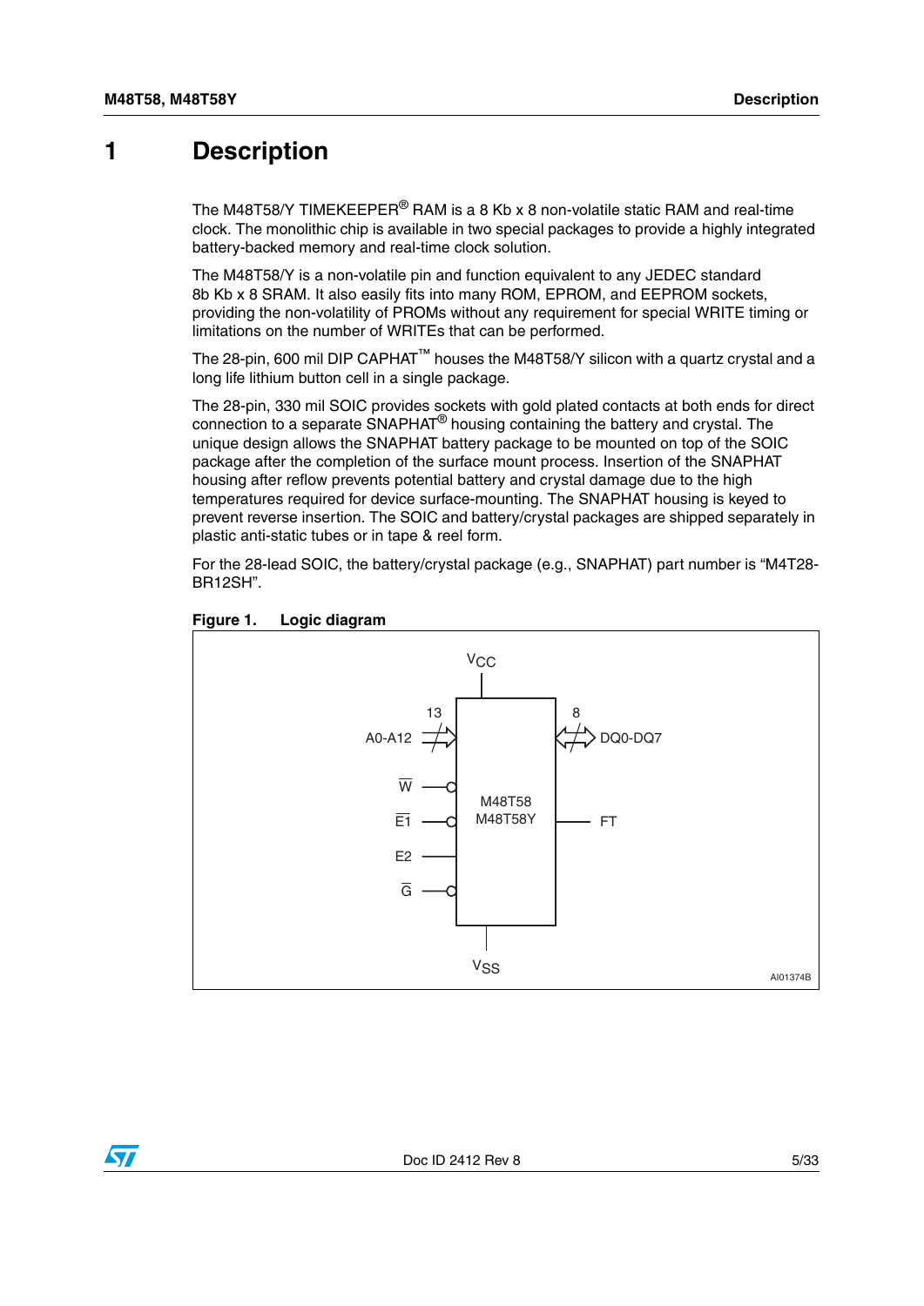# 1 Description

The M48T58/Y TIMEKEEPER® RAM is a 8 Kb x 8 non-volatile static RAM and real-time clock. The monolithic chip is available in two special packages to provide a highly integrated battery-backed memory and real-time clock solution.

The M48T58/Y is a non-volatile pin and function equivalent to any JEDEC standard 8b Kb x 8 SRAM. It also easily fits into many ROM, EPROM, and EEPROM sockets, providing the non-volatility of PROMs without any requirement for special WRITE timing or limitations on the number of WRITEs that can be performed.

The 28-pin, 600 mil DIP CAPHAT™ houses the M48T58/Y silicon with a quartz crystal and a long life lithium button cell in a single package.

The 28-pin, 330 mil SOIC provides sockets with gold plated contacts at both ends for direct connection to a separate SNAPHAT® housing containing the battery and crystal. The unique design allows the SNAPHAT battery package to be mounted on top of the SOIC package after the completion of the surface mount process. Insertion of the SNAPHAT housing after reflow prevents potential battery and crystal damage due to the high temperatures required for device surface-mounting. The SNAPHAT housing is keyed to prevent reverse insertion. The SOIC and battery/crystal packages are shipped separately in plastic anti-static tubes or in tape & reel form.

For the 28-lead SOIC, the battery/crystal package (e.g., SNAPHAT) part number is “M4T28-BR12SH”.

**Figure 1. Logic diagram**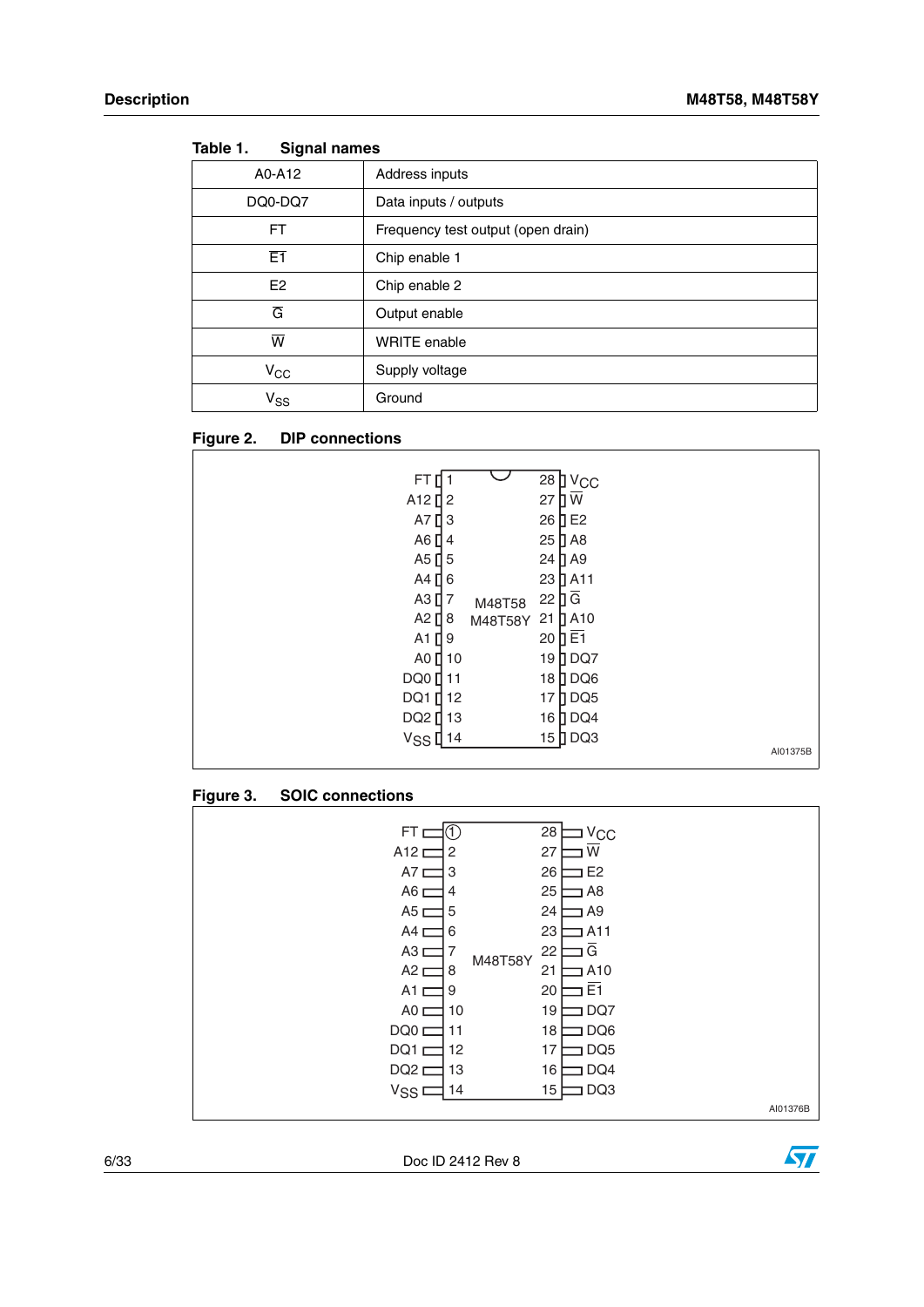Table 1. Signal names

| | |
|---|---|
| A0-A12 | Address inputs |
| DQ0-DQ7 | Data inputs / outputs |
| FT | Frequency test output (open drain) |
| $\overline{E1}$ | Chip enable 1 |
| E2 | Chip enable 2 |
| $\overline{G}$ | Output enable |
| $\overline{W}$ | WRITE enable |
| $V_{CC}$ | Supply voltage |
| $V_{SS}$ | Ground |

Figure 2. DIP connections

| Signal | Pin | M48T58 / M48T58Y | Pin | Signal |
|---|---|---|---|---|
| FT | 1 | | 28 | $V_{CC}$ |
| A12 | 2 | | 27 | $\overline{W}$ |
| A7 | 3 | | 26 | E2 |
| A6 | 4 | | 25 | A8 |
| A5 | 5 | | 24 | A9 |
| A4 | 6 | | 23 | A11 |
| A3 | 7 | | 22 | $\overline{G}$ |
| A2 | 8 | | 21 | A10 |
| A1 | 9 | | 20 | $\overline{E1}$ |
| A0 | 10 | | 19 | DQ7 |
| DQ0 | 11 | | 18 | DQ6 |
| DQ1 | 12 | | 17 | DQ5 |
| DQ2 | 13 | | 16 | DQ4 |
| $V_{SS}$ | 14 | | 15 | DQ3 |

AI01375B

Figure 3. SOIC connections

| Signal | Pin | M48T58Y | Pin | Signal |
|---|---|---|---|---|
| FT | 1 | | 28 | $V_{CC}$ |
| A12 | 2 | | 27 | $\overline{W}$ |
| A7 | 3 | | 26 | E2 |
| A6 | 4 | | 25 | A8 |
| A5 | 5 | | 24 | A9 |
| A4 | 6 | | 23 | A11 |
| A3 | 7 | | 22 | $\overline{G}$ |
| A2 | 8 | | 21 | A10 |
| A1 | 9 | | 20 | $\overline{E1}$ |
| A0 | 10 | | 19 | DQ7 |
| DQ0 | 11 | | 18 | DQ6 |
| DQ1 | 12 | | 17 | DQ5 |
| DQ2 | 13 | | 16 | DQ4 |
| $V_{SS}$ | 14 | | 15 | DQ3 |

AI01376B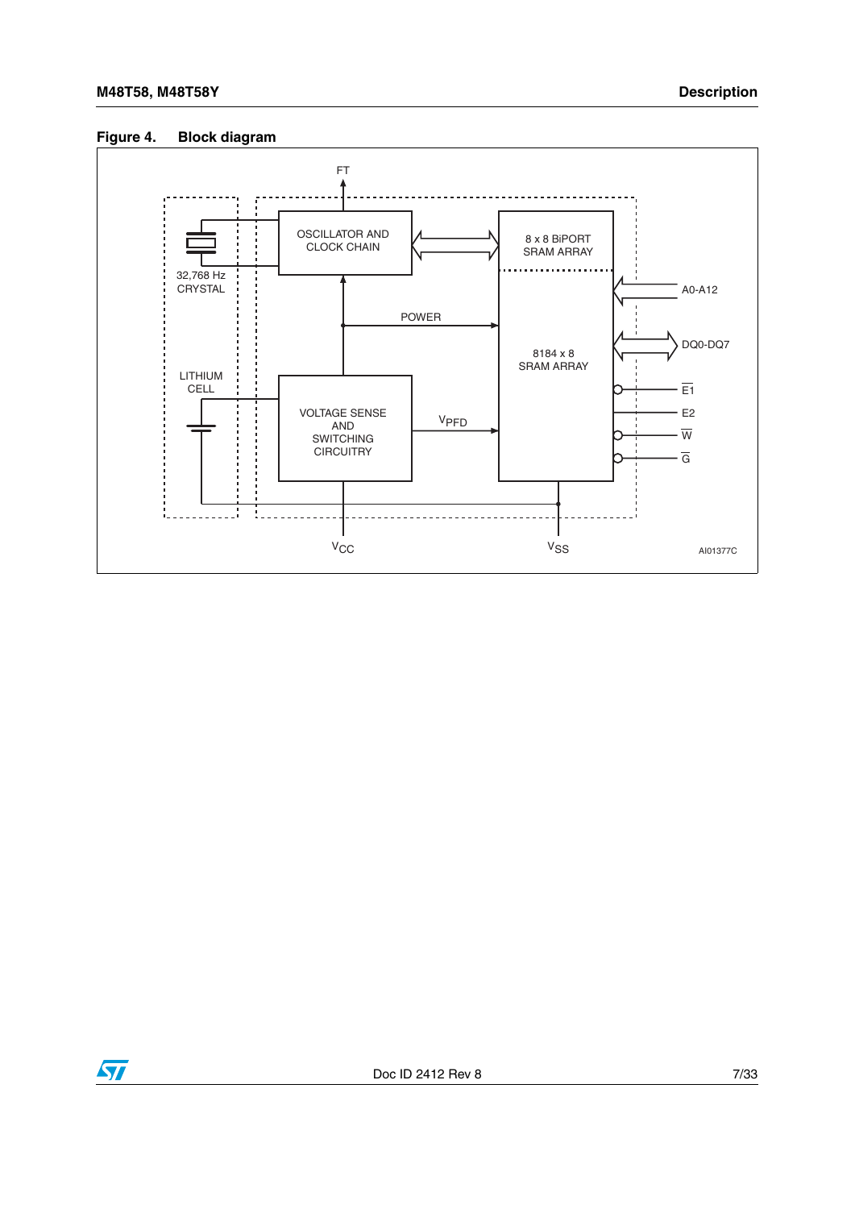**Figure 4. Block diagram**

FT

OSCILLATOR AND CLOCK CHAIN

8 x 8 BiPORT SRAM ARRAY

32,768 Hz CRYSTAL

A0-A12

POWER

8184 x 8 SRAM ARRAY

DQ0-DQ7

LITHIUM CELL

VOLTAGE SENSE AND SWITCHING CIRCUITRY

$V_{PFD}$

$\overline{E1}$

E2

$\overline{W}$

$\overline{G}$

$V_{CC}$

$V_{SS}$

AI01377C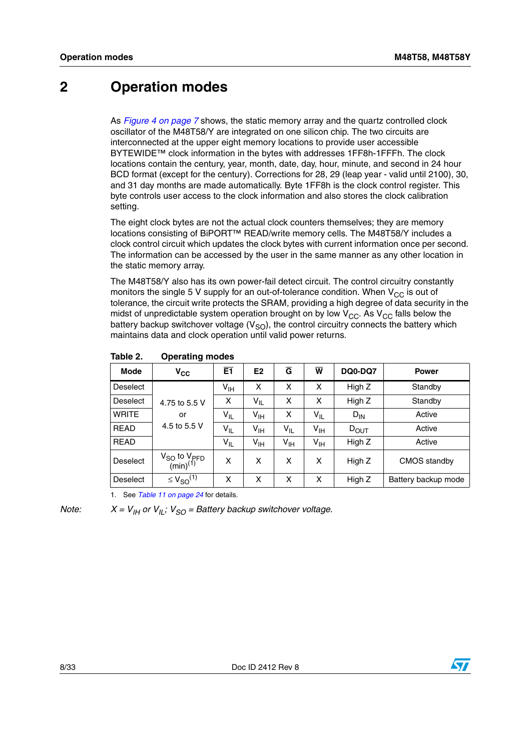# 2 Operation modes

As Figure 4 on page 7 shows, the static memory array and the quartz controlled clock oscillator of the M48T58/Y are integrated on one silicon chip. The two circuits are interconnected at the upper eight memory locations to provide user accessible BYTEWIDE™ clock information in the bytes with addresses 1FF8h-1FFFh. The clock locations contain the century, year, month, date, day, hour, minute, and second in 24 hour BCD format (except for the century). Corrections for 28, 29 (leap year - valid until 2100), 30, and 31 day months are made automatically. Byte 1FF8h is the clock control register. This byte controls user access to the clock information and also stores the clock calibration setting.

The eight clock bytes are not the actual clock counters themselves; they are memory locations consisting of BiPORT™ READ/write memory cells. The M48T58/Y includes a clock control circuit which updates the clock bytes with current information once per second. The information can be accessed by the user in the same manner as any other location in the static memory array.

The M48T58/Y also has its own power-fail detect circuit. The control circuitry constantly monitors the single 5 V supply for an out-of-tolerance condition. When $V_{CC}$ is out of tolerance, the circuit write protects the SRAM, providing a high degree of data security in the midst of unpredictable system operation brought on by low $V_{CC}$. As $V_{CC}$ falls below the battery backup switchover voltage ($V_{SO}$), the control circuitry connects the battery which maintains data and clock operation until valid power returns.

**Table 2. Operating modes**

| Mode | $V_{CC}$ | $\overline{E1}$ | E2 | $\overline{G}$ | $\overline{W}$ | DQ0-DQ7 | Power |
|---|---|---|---|---|---|---|---|
| Deselect | 4.75 to 5.5 V or 4.5 to 5.5 V | $V_{IH}$ | X | X | X | High Z | Standby |
| Deselect | | X | $V_{IL}$ | X | X | High Z | Standby |
| WRITE | | $V_{IL}$ | $V_{IH}$ | X | $V_{IL}$ | $D_{IN}$ | Active |
| READ | | $V_{IL}$ | $V_{IH}$ | $V_{IL}$ | $V_{IH}$ | $D_{OUT}$ | Active |
| READ | | $V_{IL}$ | $V_{IH}$ | $V_{IH}$ | $V_{IH}$ | High Z | Active |
| Deselect | $V_{SO}$ to $V_{PFD}$ (min)[1] | X | X | X | X | High Z | CMOS standby |
| Deselect | $\leq V_{SO}$[1] | X | X | X | X | High Z | Battery backup mode |

1. See Table 11 on page 24 for details.

*Note:* *$X = V_{IH}$ or $V_{IL}$; $V_{SO}$ = Battery backup switchover voltage.*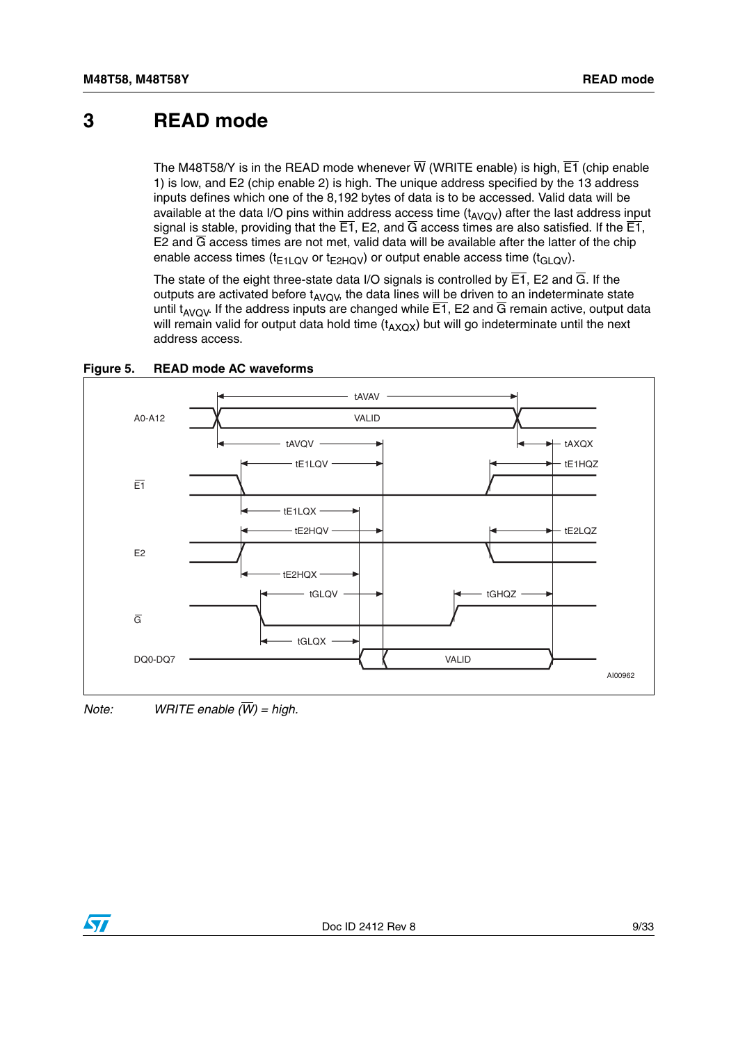# 3 READ mode

The M48T58/Y is in the READ mode whenever $\overline{W}$ (WRITE enable) is high, $\overline{E1}$ (chip enable 1) is low, and E2 (chip enable 2) is high. The unique address specified by the 13 address inputs defines which one of the 8,192 bytes of data is to be accessed. Valid data will be available at the data I/O pins within address access time ($t_{AVQV}$) after the last address input signal is stable, providing that the $\overline{E1}$, E2, and $\overline{G}$ access times are also satisfied. If the $\overline{E1}$, E2 and $\overline{G}$ access times are not met, valid data will be available after the latter of the chip enable access times ($t_{E1LQV}$ or $t_{E2HQV}$) or output enable access time ($t_{GLQV}$).

The state of the eight three-state data I/O signals is controlled by $\overline{E1}$, E2 and $\overline{G}$. If the outputs are activated before $t_{AVQV}$, the data lines will be driven to an indeterminate state until $t_{AVQV}$. If the address inputs are changed while $\overline{E1}$, E2 and $\overline{G}$ remain active, output data will remain valid for output data hold time ($t_{AXQX}$) but will go indeterminate until the next address access.

**Figure 5. READ mode AC waveforms**

*Note: WRITE enable ($\overline{W}$) = high.*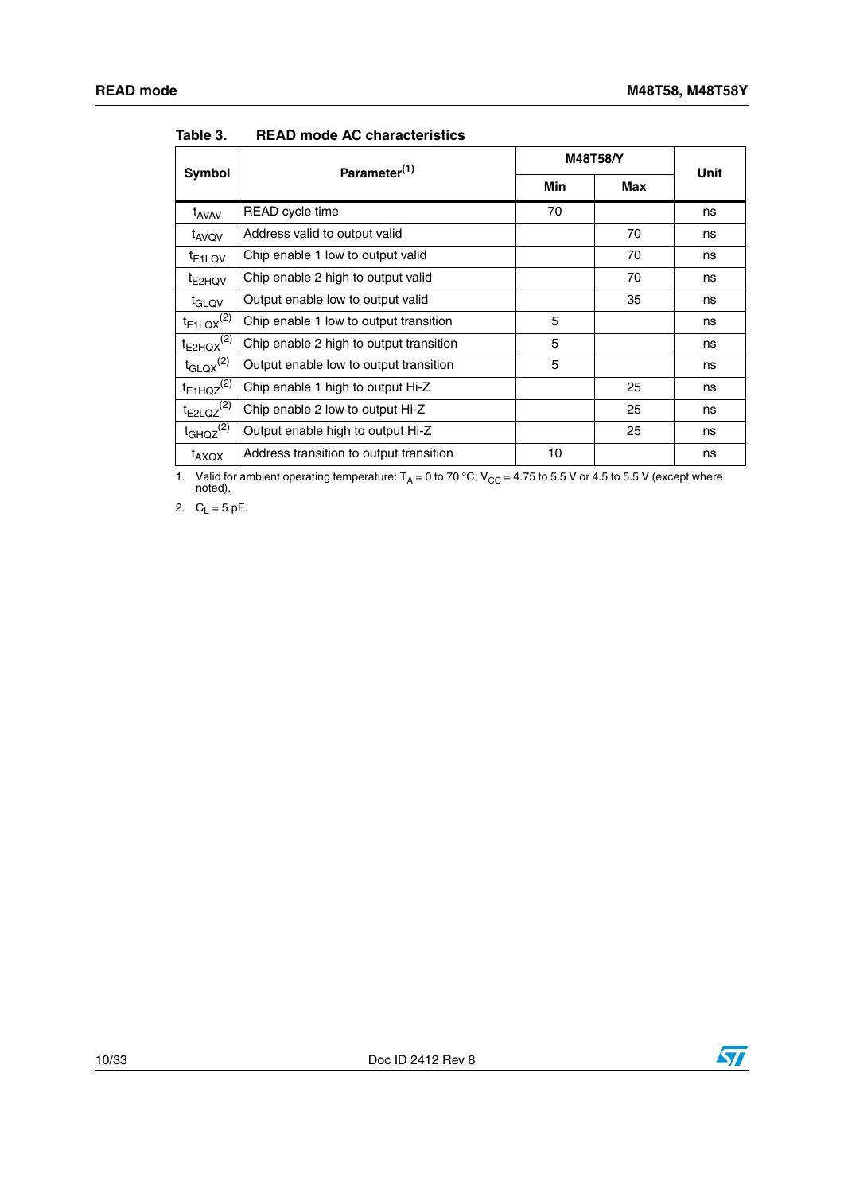Table 3. READ mode AC characteristics

| Symbol | Parameter(1) | M48T58/Y | | Unit |
|---|---|---|---|---|
| | | Min | Max | |
| $t_{AVAV}$ | READ cycle time | 70 | | ns |
| $t_{AVQV}$ | Address valid to output valid | | 70 | ns |
| $t_{E1LQV}$ | Chip enable 1 low to output valid | | 70 | ns |
| $t_{E2HQV}$ | Chip enable 2 high to output valid | | 70 | ns |
| $t_{GLQV}$ | Output enable low to output valid | | 35 | ns |
| $t_{E1LQX}$(2) | Chip enable 1 low to output transition | 5 | | ns |
| $t_{E2HQX}$(2) | Chip enable 2 high to output transition | 5 | | ns |
| $t_{GLQX}$(2) | Output enable low to output transition | 5 | | ns |
| $t_{E1HQZ}$(2) | Chip enable 1 high to output Hi-Z | | 25 | ns |
| $t_{E2LQZ}$(2) | Chip enable 2 low to output Hi-Z | | 25 | ns |
| $t_{GHQZ}$(2) | Output enable high to output Hi-Z | | 25 | ns |
| $t_{AXQX}$ | Address transition to output transition | 10 | | ns |

1. Valid for ambient operating temperature: $T_A$ = 0 to 70 °C; $V_{CC}$ = 4.75 to 5.5 V or 4.5 to 5.5 V (except where noted).
2. $C_L$ = 5 pF.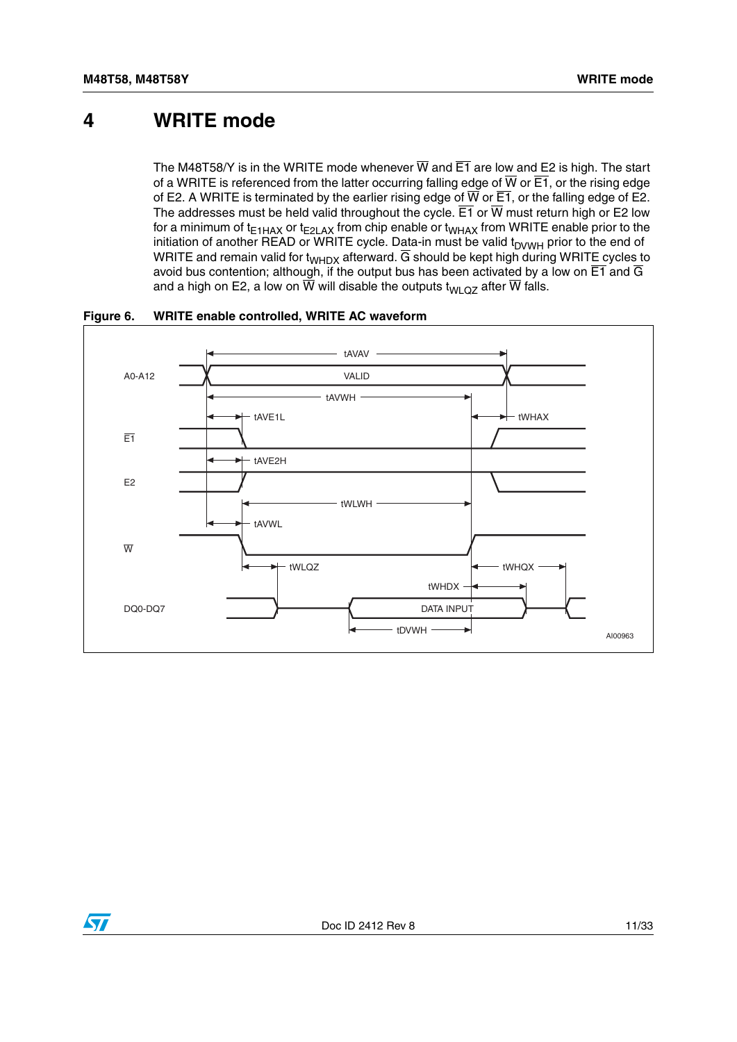# 4 WRITE mode

The M48T58/Y is in the WRITE mode whenever $\overline{W}$ and $\overline{E1}$ are low and E2 is high. The start of a WRITE is referenced from the latter occurring falling edge of $\overline{W}$ or $\overline{E1}$, or the rising edge of E2. A WRITE is terminated by the earlier rising edge of $\overline{W}$ or $\overline{E1}$, or the falling edge of E2. The addresses must be held valid throughout the cycle. $\overline{E1}$ or $\overline{W}$ must return high or E2 low for a minimum of $t_{E1HAX}$ or $t_{E2LAX}$ from chip enable or $t_{WHAX}$ from WRITE enable prior to the initiation of another READ or WRITE cycle. Data-in must be valid $t_{DVWH}$ prior to the end of WRITE and remain valid for $t_{WHDX}$ afterward. $\overline{G}$ should be kept high during WRITE cycles to avoid bus contention; although, if the output bus has been activated by a low on $\overline{E1}$ and $\overline{G}$ and a high on E2, a low on $\overline{W}$ will disable the outputs $t_{WLQZ}$ after $\overline{W}$ falls.

**Figure 6. WRITE enable controlled, WRITE AC waveform**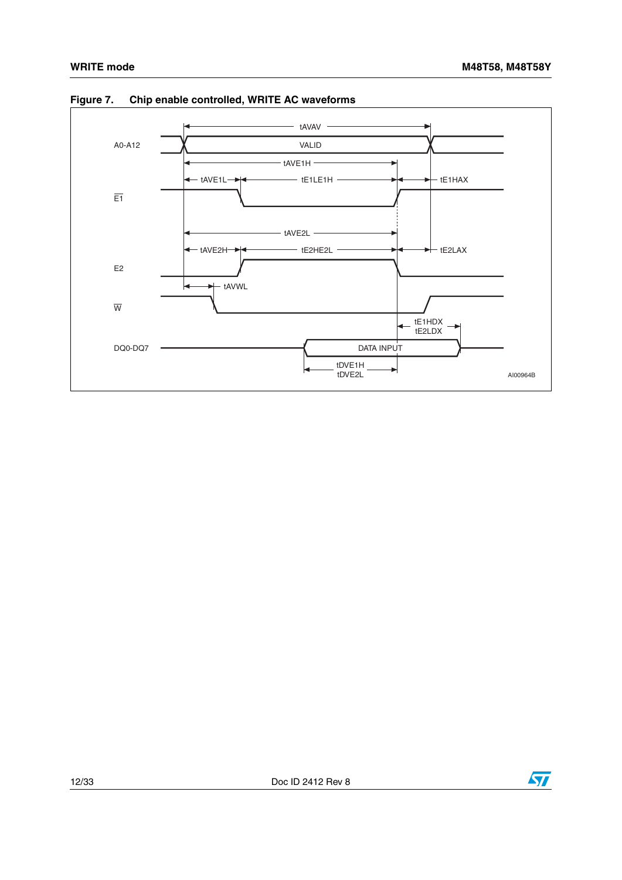**Figure 7. Chip enable controlled, WRITE AC waveforms**

A0-A12: VALID, tAVAV

$\overline{E1}$: tAVE1H, tAVE1L, tE1LE1H, tE1HAX

E2: tAVE2L, tAVE2H, tE2HE2L, tE2LAX

$\overline{W}$: tAVWL

DQ0-DQ7: DATA INPUT, tE1HDX, tE2LDX, tDVE1H, tDVE2L

AI00964B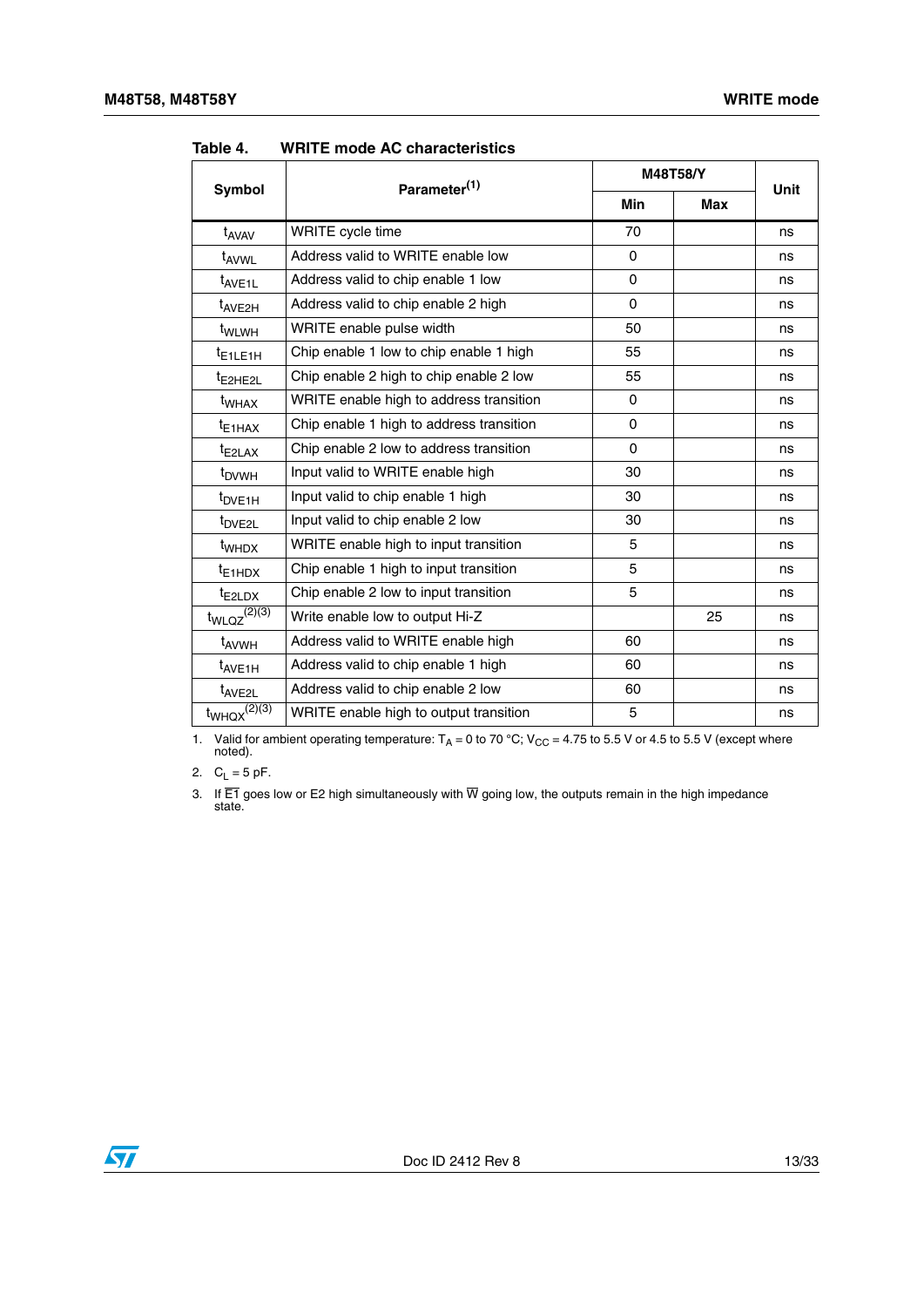Table 4. WRITE mode AC characteristics

| Symbol | Parameter[1] | M48T58/Y | | Unit |
|---|---|---|---|---|
| | | Min | Max | |
| $t_{AVAV}$ | WRITE cycle time | 70 | | ns |
| $t_{AVWL}$ | Address valid to WRITE enable low | 0 | | ns |
| $t_{AVE1L}$ | Address valid to chip enable 1 low | 0 | | ns |
| $t_{AVE2H}$ | Address valid to chip enable 2 high | 0 | | ns |
| $t_{WLWH}$ | WRITE enable pulse width | 50 | | ns |
| $t_{E1LE1H}$ | Chip enable 1 low to chip enable 1 high | 55 | | ns |
| $t_{E2HE2L}$ | Chip enable 2 high to chip enable 2 low | 55 | | ns |
| $t_{WHAX}$ | WRITE enable high to address transition | 0 | | ns |
| $t_{E1HAX}$ | Chip enable 1 high to address transition | 0 | | ns |
| $t_{E2LAX}$ | Chip enable 2 low to address transition | 0 | | ns |
| $t_{DVWH}$ | Input valid to WRITE enable high | 30 | | ns |
| $t_{DVE1H}$ | Input valid to chip enable 1 high | 30 | | ns |
| $t_{DVE2L}$ | Input valid to chip enable 2 low | 30 | | ns |
| $t_{WHDX}$ | WRITE enable high to input transition | 5 | | ns |
| $t_{E1HDX}$ | Chip enable 1 high to input transition | 5 | | ns |
| $t_{E2LDX}$ | Chip enable 2 low to input transition | 5 | | ns |
| $t_{WLQZ}$[2][3] | Write enable low to output Hi-Z | | 25 | ns |
| $t_{AVWH}$ | Address valid to WRITE enable high | 60 | | ns |
| $t_{AVE1H}$ | Address valid to chip enable 1 high | 60 | | ns |
| $t_{AVE2L}$ | Address valid to chip enable 2 low | 60 | | ns |
| $t_{WHQX}$[2][3] | WRITE enable high to output transition | 5 | | ns |

1. Valid for ambient operating temperature: $T_A$ = 0 to 70 °C; $V_{CC}$ = 4.75 to 5.5 V or 4.5 to 5.5 V (except where noted).
2. $C_L$ = 5 pF.
3. If $\overline{E1}$ goes low or E2 high simultaneously with $\overline{W}$ going low, the outputs remain in the high impedance state.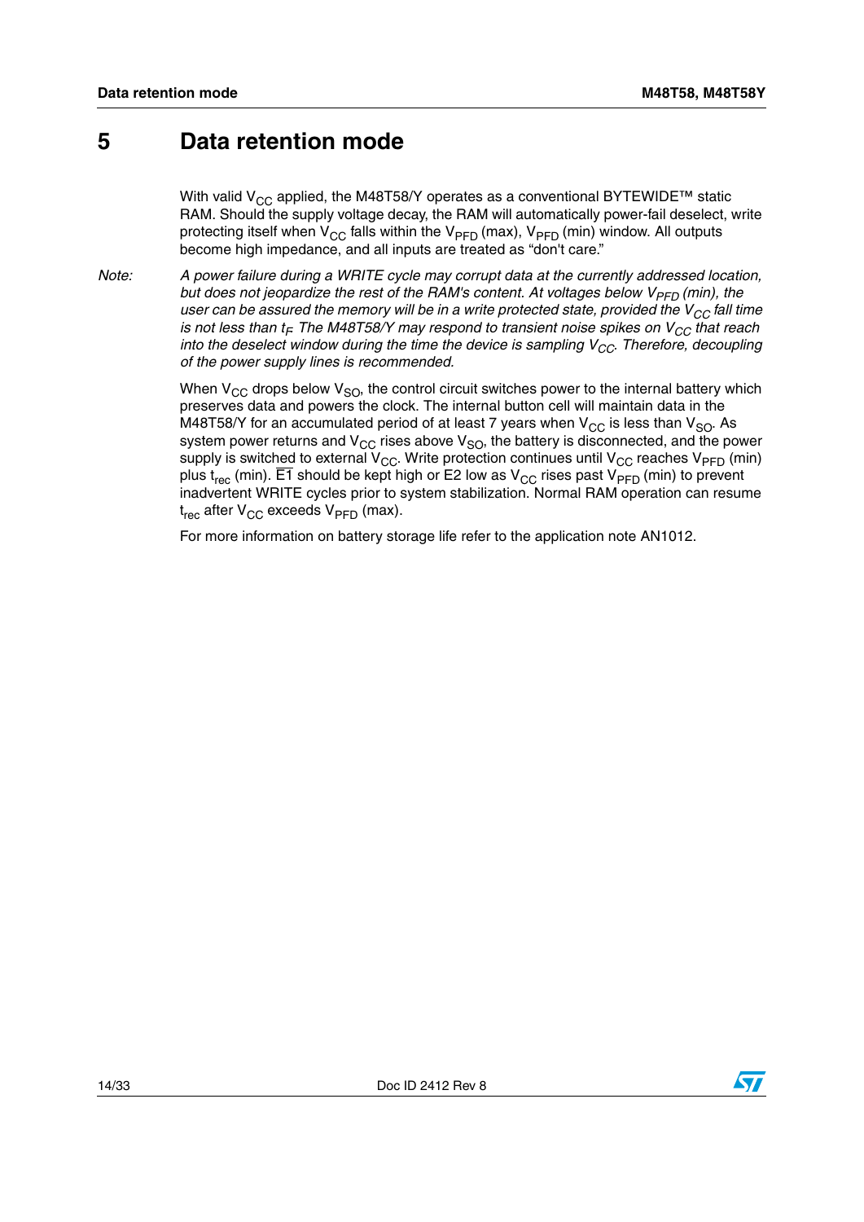# 5 Data retention mode

With valid $V_{CC}$ applied, the M48T58/Y operates as a conventional BYTEWIDE™ static RAM. Should the supply voltage decay, the RAM will automatically power-fail deselect, write protecting itself when $V_{CC}$ falls within the $V_{PFD}$ (max), $V_{PFD}$ (min) window. All outputs become high impedance, and all inputs are treated as "don't care."

*Note: A power failure during a WRITE cycle may corrupt data at the currently addressed location, but does not jeopardize the rest of the RAM's content. At voltages below $V_{PFD}$ (min), the user can be assured the memory will be in a write protected state, provided the $V_{CC}$ fall time is not less than $t_F$. The M48T58/Y may respond to transient noise spikes on $V_{CC}$ that reach into the deselect window during the time the device is sampling $V_{CC}$. Therefore, decoupling of the power supply lines is recommended.*

When $V_{CC}$ drops below $V_{SO}$, the control circuit switches power to the internal battery which preserves data and powers the clock. The internal button cell will maintain data in the M48T58/Y for an accumulated period of at least 7 years when $V_{CC}$ is less than $V_{SO}$. As system power returns and $V_{CC}$ rises above $V_{SO}$, the battery is disconnected, and the power supply is switched to external $V_{CC}$. Write protection continues until $V_{CC}$ reaches $V_{PFD}$ (min) plus $t_{rec}$ (min). $\overline{E1}$ should be kept high or E2 low as $V_{CC}$ rises past $V_{PFD}$ (min) to prevent inadvertent WRITE cycles prior to system stabilization. Normal RAM operation can resume $t_{rec}$ after $V_{CC}$ exceeds $V_{PFD}$ (max).

For more information on battery storage life refer to the application note AN1012.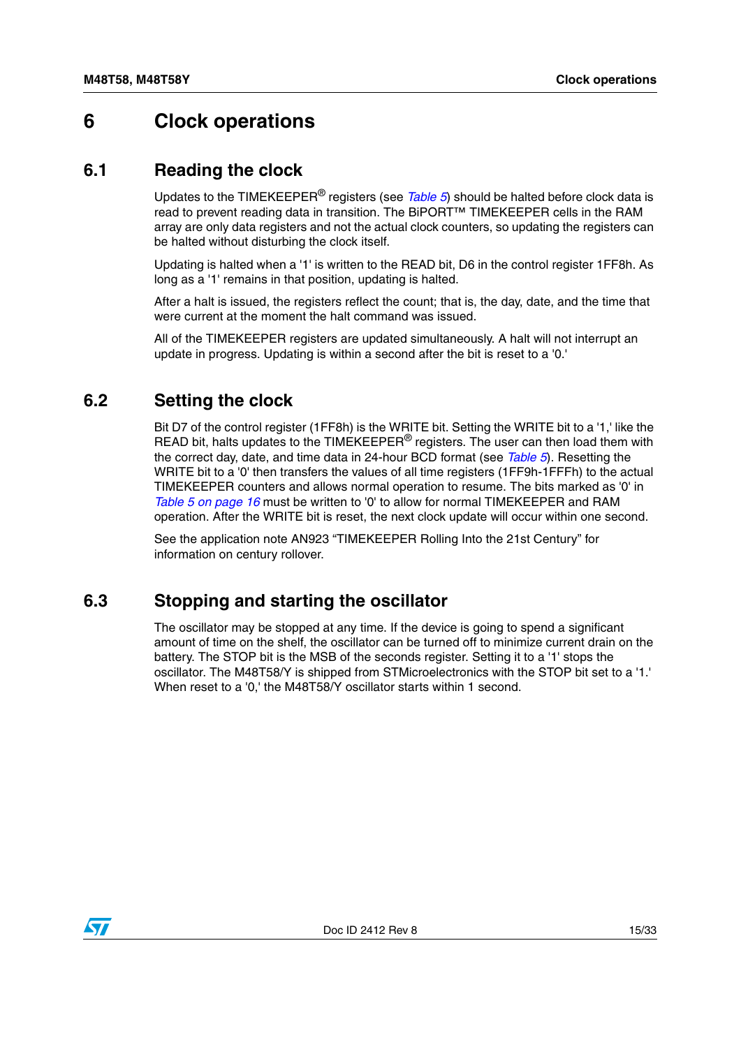# 6 Clock operations

## 6.1 Reading the clock

Updates to the TIMEKEEPER® registers (see *Table 5*) should be halted before clock data is read to prevent reading data in transition. The BiPORT™ TIMEKEEPER cells in the RAM array are only data registers and not the actual clock counters, so updating the registers can be halted without disturbing the clock itself.

Updating is halted when a '1' is written to the READ bit, D6 in the control register 1FF8h. As long as a '1' remains in that position, updating is halted.

After a halt is issued, the registers reflect the count; that is, the day, date, and the time that were current at the moment the halt command was issued.

All of the TIMEKEEPER registers are updated simultaneously. A halt will not interrupt an update in progress. Updating is within a second after the bit is reset to a '0.'

## 6.2 Setting the clock

Bit D7 of the control register (1FF8h) is the WRITE bit. Setting the WRITE bit to a '1,' like the READ bit, halts updates to the TIMEKEEPER® registers. The user can then load them with the correct day, date, and time data in 24-hour BCD format (see *Table 5*). Resetting the WRITE bit to a '0' then transfers the values of all time registers (1FF9h-1FFFh) to the actual TIMEKEEPER counters and allows normal operation to resume. The bits marked as '0' in *Table 5 on page 16* must be written to '0' to allow for normal TIMEKEEPER and RAM operation. After the WRITE bit is reset, the next clock update will occur within one second.

See the application note AN923 "TIMEKEEPER Rolling Into the 21st Century" for information on century rollover.

## 6.3 Stopping and starting the oscillator

The oscillator may be stopped at any time. If the device is going to spend a significant amount of time on the shelf, the oscillator can be turned off to minimize current drain on the battery. The STOP bit is the MSB of the seconds register. Setting it to a '1' stops the oscillator. The M48T58/Y is shipped from STMicroelectronics with the STOP bit set to a '1.' When reset to a '0,' the M48T58/Y oscillator starts within 1 second.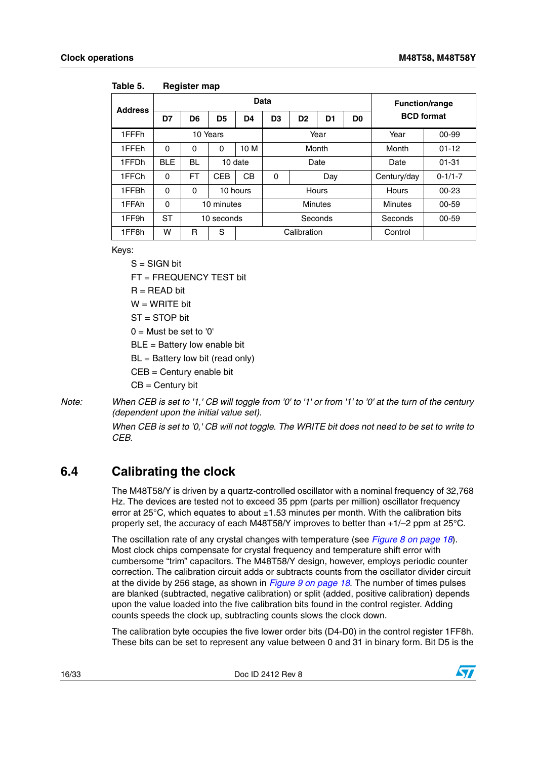Table 5. Register map

| Address | Data | | | | | | | | Function/range BCD format | |
|---|---|---|---|---|---|---|---|---|---|---|
| | D7 | D6 | D5 | D4 | D3 | D2 | D1 | D0 | | |
| 1FFFh | 10 Years | | | | Year | | | | Year | 00-99 |
| 1FFEh | 0 | 0 | 0 | 10 M | Month | | | | Month | 01-12 |
| 1FFDh | BLE | BL | 10 date | | Date | | | | Date | 01-31 |
| 1FFCh | 0 | FT | CEB | CB | 0 | Day | | | Century/day | 0-1/1-7 |
| 1FFBh | 0 | 0 | 10 hours | | Hours | | | | Hours | 00-23 |
| 1FFAh | 0 | 10 minutes | | | Minutes | | | | Minutes | 00-59 |
| 1FF9h | ST | 10 seconds | | | Seconds | | | | Seconds | 00-59 |
| 1FF8h | W | R | S | Calibration | | | | | Control | |

Keys:

- S = SIGN bit
- FT = FREQUENCY TEST bit
- R = READ bit
- W = WRITE bit
- ST = STOP bit
- 0 = Must be set to '0'
- BLE = Battery low enable bit
- BL = Battery low bit (read only)
- CEB = Century enable bit
- CB = Century bit

Note: *When CEB is set to '1,' CB will toggle from '0' to '1' or from '1' to '0' at the turn of the century (dependent upon the initial value set).*

*When CEB is set to '0,' CB will not toggle. The WRITE bit does not need to be set to write to CEB.*

## 6.4 Calibrating the clock

The M48T58/Y is driven by a quartz-controlled oscillator with a nominal frequency of 32,768 Hz. The devices are tested not to exceed 35 ppm (parts per million) oscillator frequency error at 25°C, which equates to about ±1.53 minutes per month. With the calibration bits properly set, the accuracy of each M48T58/Y improves to better than +1/–2 ppm at 25°C.

The oscillation rate of any crystal changes with temperature (see *Figure 8 on page 18*). Most clock chips compensate for crystal frequency and temperature shift error with cumbersome "trim" capacitors. The M48T58/Y design, however, employs periodic counter correction. The calibration circuit adds or subtracts counts from the oscillator divider circuit at the divide by 256 stage, as shown in *Figure 9 on page 18*. The number of times pulses are blanked (subtracted, negative calibration) or split (added, positive calibration) depends upon the value loaded into the five calibration bits found in the control register. Adding counts speeds the clock up, subtracting counts slows the clock down.

The calibration byte occupies the five lower order bits (D4-D0) in the control register 1FF8h. These bits can be set to represent any value between 0 and 31 in binary form. Bit D5 is the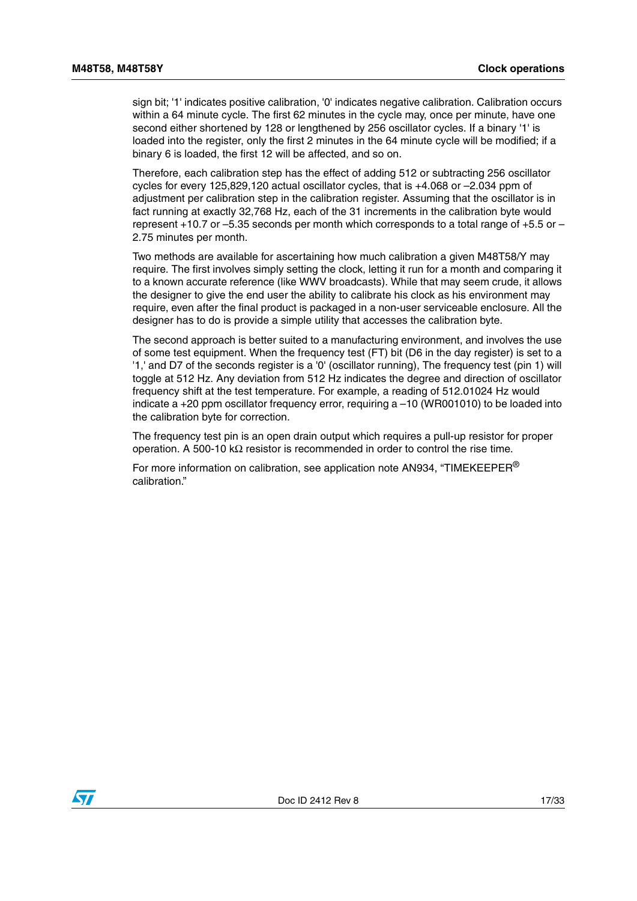sign bit; '1' indicates positive calibration, '0' indicates negative calibration. Calibration occurs within a 64 minute cycle. The first 62 minutes in the cycle may, once per minute, have one second either shortened by 128 or lengthened by 256 oscillator cycles. If a binary '1' is loaded into the register, only the first 2 minutes in the 64 minute cycle will be modified; if a binary 6 is loaded, the first 12 will be affected, and so on.

Therefore, each calibration step has the effect of adding 512 or subtracting 256 oscillator cycles for every 125,829,120 actual oscillator cycles, that is +4.068 or –2.034 ppm of adjustment per calibration step in the calibration register. Assuming that the oscillator is in fact running at exactly 32,768 Hz, each of the 31 increments in the calibration byte would represent +10.7 or –5.35 seconds per month which corresponds to a total range of +5.5 or –2.75 minutes per month.

Two methods are available for ascertaining how much calibration a given M48T58/Y may require. The first involves simply setting the clock, letting it run for a month and comparing it to a known accurate reference (like WWV broadcasts). While that may seem crude, it allows the designer to give the end user the ability to calibrate his clock as his environment may require, even after the final product is packaged in a non-user serviceable enclosure. All the designer has to do is provide a simple utility that accesses the calibration byte.

The second approach is better suited to a manufacturing environment, and involves the use of some test equipment. When the frequency test (FT) bit (D6 in the day register) is set to a '1,' and D7 of the seconds register is a '0' (oscillator running), The frequency test (pin 1) will toggle at 512 Hz. Any deviation from 512 Hz indicates the degree and direction of oscillator frequency shift at the test temperature. For example, a reading of 512.01024 Hz would indicate a +20 ppm oscillator frequency error, requiring a –10 (WR001010) to be loaded into the calibration byte for correction.

The frequency test pin is an open drain output which requires a pull-up resistor for proper operation. A 500-10 kΩ resistor is recommended in order to control the rise time.

For more information on calibration, see application note AN934, "TIMEKEEPER® calibration."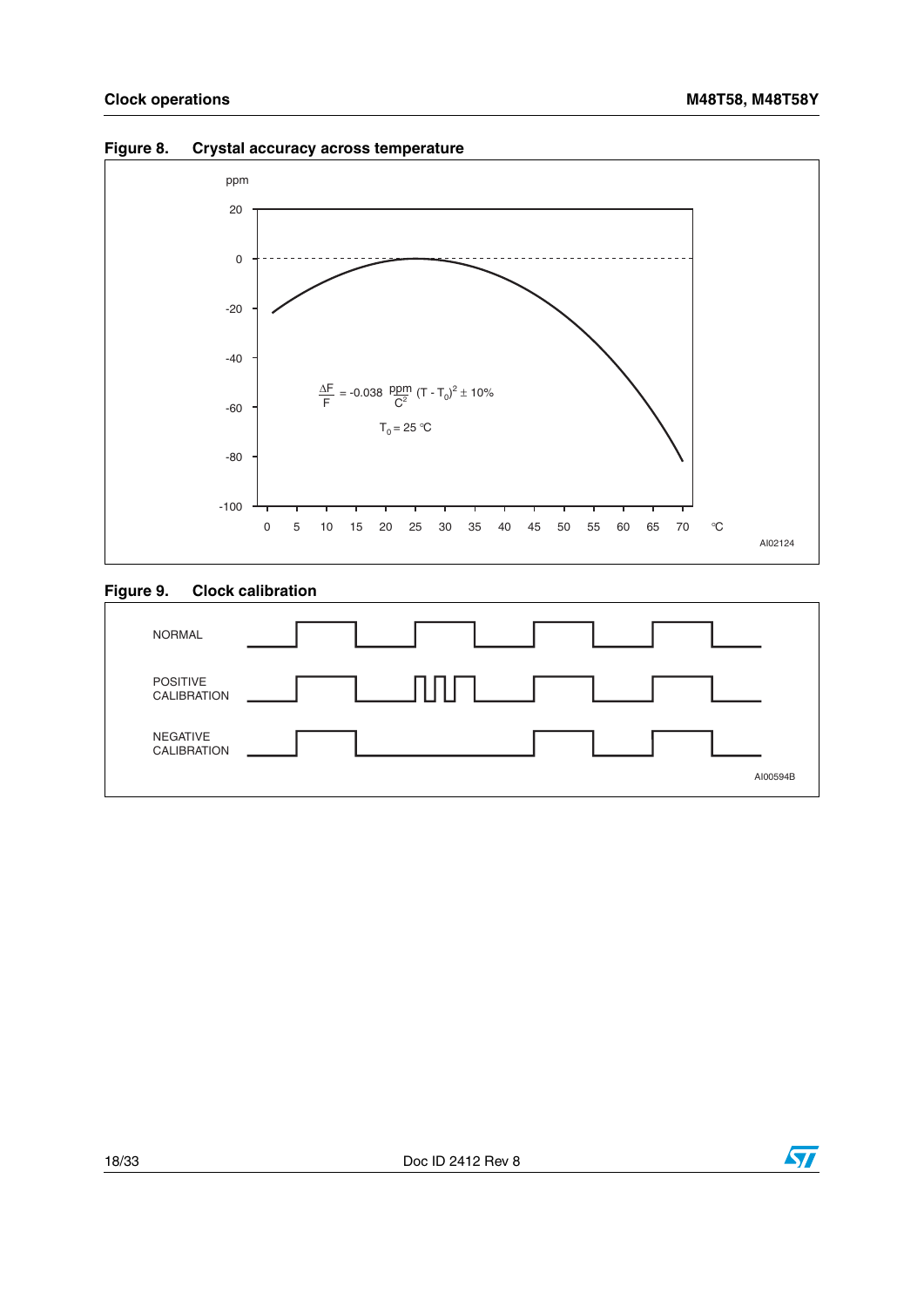**Figure 8. Crystal accuracy across temperature**

$$\frac{\Delta F}{F} = -0.038 \frac{ppm}{C^2} (T - T_0)^2 \pm 10\%$$

$T_0 = 25$ °C

AI02124

**Figure 9. Clock calibration**

AI00594B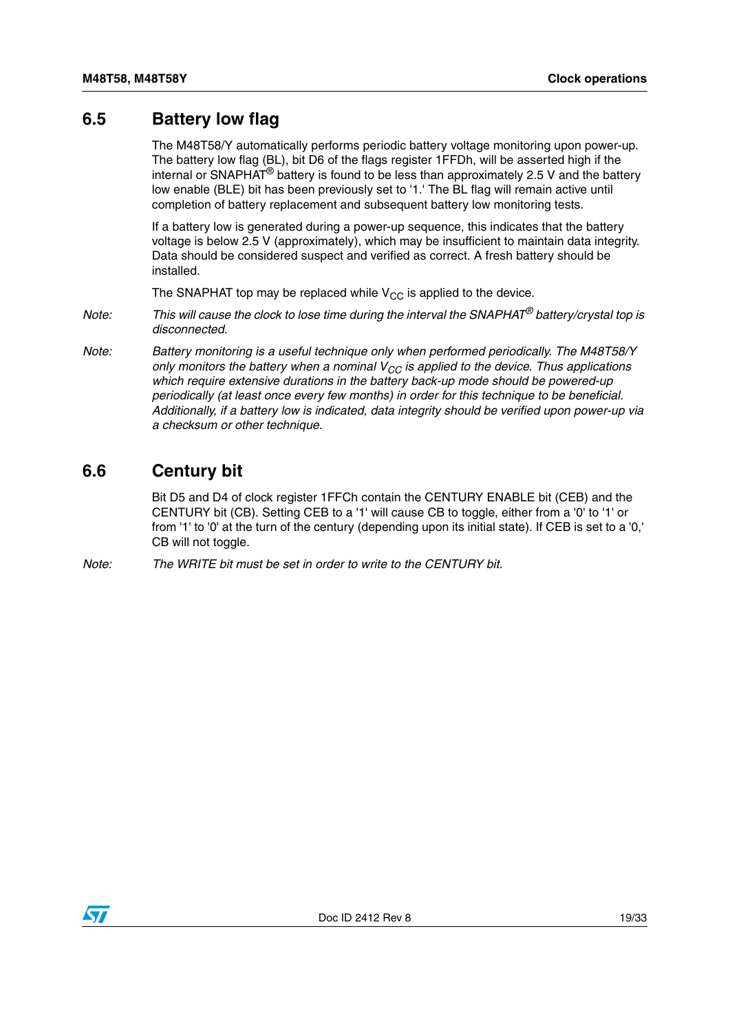## 6.5 Battery low flag

The M48T58/Y automatically performs periodic battery voltage monitoring upon power-up. The battery low flag (BL), bit D6 of the flags register 1FFDh, will be asserted high if the internal or SNAPHAT® battery is found to be less than approximately 2.5 V and the battery low enable (BLE) bit has been previously set to '1.' The BL flag will remain active until completion of battery replacement and subsequent battery low monitoring tests.

If a battery low is generated during a power-up sequence, this indicates that the battery voltage is below 2.5 V (approximately), which may be insufficient to maintain data integrity. Data should be considered suspect and verified as correct. A fresh battery should be installed.

The SNAPHAT top may be replaced while $V_{CC}$ is applied to the device.

*Note: This will cause the clock to lose time during the interval the SNAPHAT® battery/crystal top is disconnected.*

*Note: Battery monitoring is a useful technique only when performed periodically. The M48T58/Y only monitors the battery when a nominal $V_{CC}$ is applied to the device. Thus applications which require extensive durations in the battery back-up mode should be powered-up periodically (at least once every few months) in order for this technique to be beneficial. Additionally, if a battery low is indicated, data integrity should be verified upon power-up via a checksum or other technique.*

## 6.6 Century bit

Bit D5 and D4 of clock register 1FFCh contain the CENTURY ENABLE bit (CEB) and the CENTURY bit (CB). Setting CEB to a '1' will cause CB to toggle, either from a '0' to '1' or from '1' to '0' at the turn of the century (depending upon its initial state). If CEB is set to a '0,' CB will not toggle.

*Note: The WRITE bit must be set in order to write to the CENTURY bit.*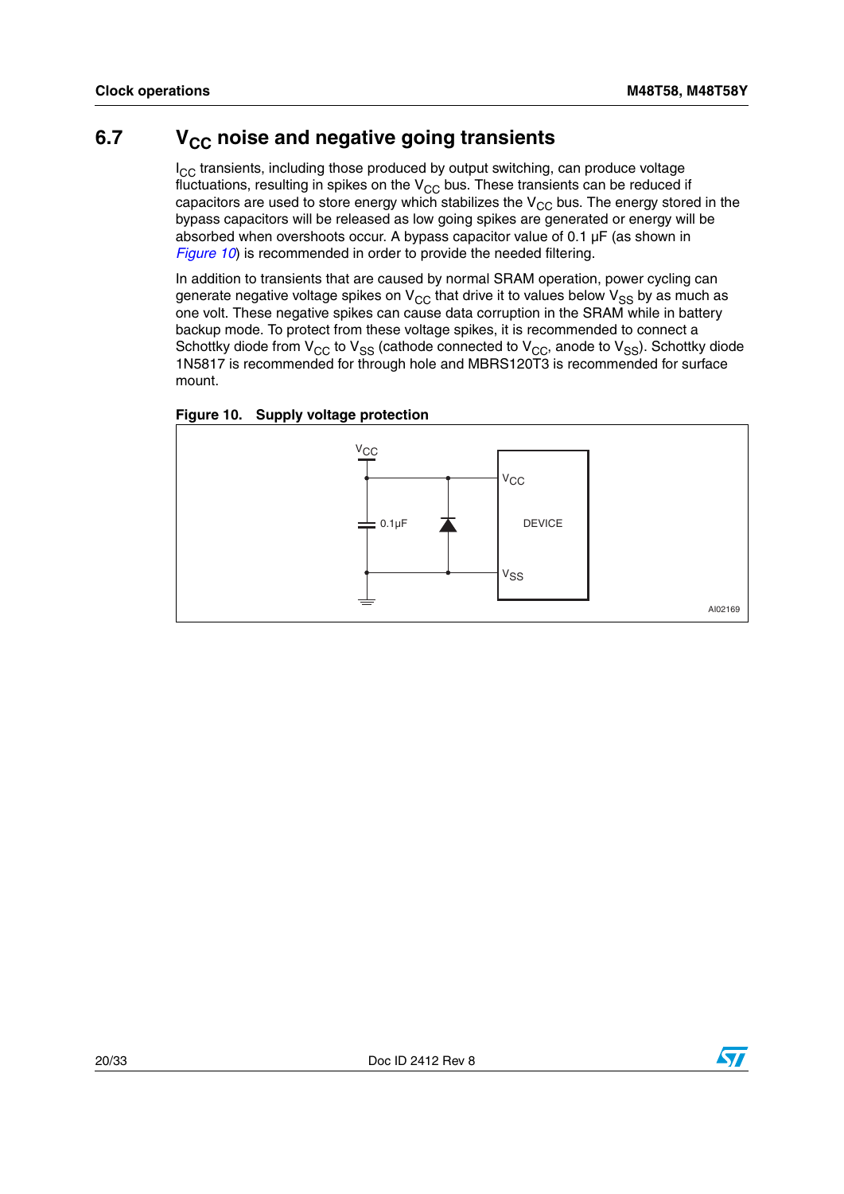## 6.7 $V_{CC}$ noise and negative going transients

$I_{CC}$ transients, including those produced by output switching, can produce voltage fluctuations, resulting in spikes on the $V_{CC}$ bus. These transients can be reduced if capacitors are used to store energy which stabilizes the $V_{CC}$ bus. The energy stored in the bypass capacitors will be released as low going spikes are generated or energy will be absorbed when overshoots occur. A bypass capacitor value of 0.1 µF (as shown in *Figure 10*) is recommended in order to provide the needed filtering.

In addition to transients that are caused by normal SRAM operation, power cycling can generate negative voltage spikes on $V_{CC}$ that drive it to values below $V_{SS}$ by as much as one volt. These negative spikes can cause data corruption in the SRAM while in battery backup mode. To protect from these voltage spikes, it is recommended to connect a Schottky diode from $V_{CC}$ to $V_{SS}$ (cathode connected to $V_{CC}$, anode to $V_{SS}$). Schottky diode 1N5817 is recommended for through hole and MBRS120T3 is recommended for surface mount.

**Figure 10. Supply voltage protection**

$V_{CC}$

0.1µF

$V_{CC}$

DEVICE

$V_{SS}$

AI02169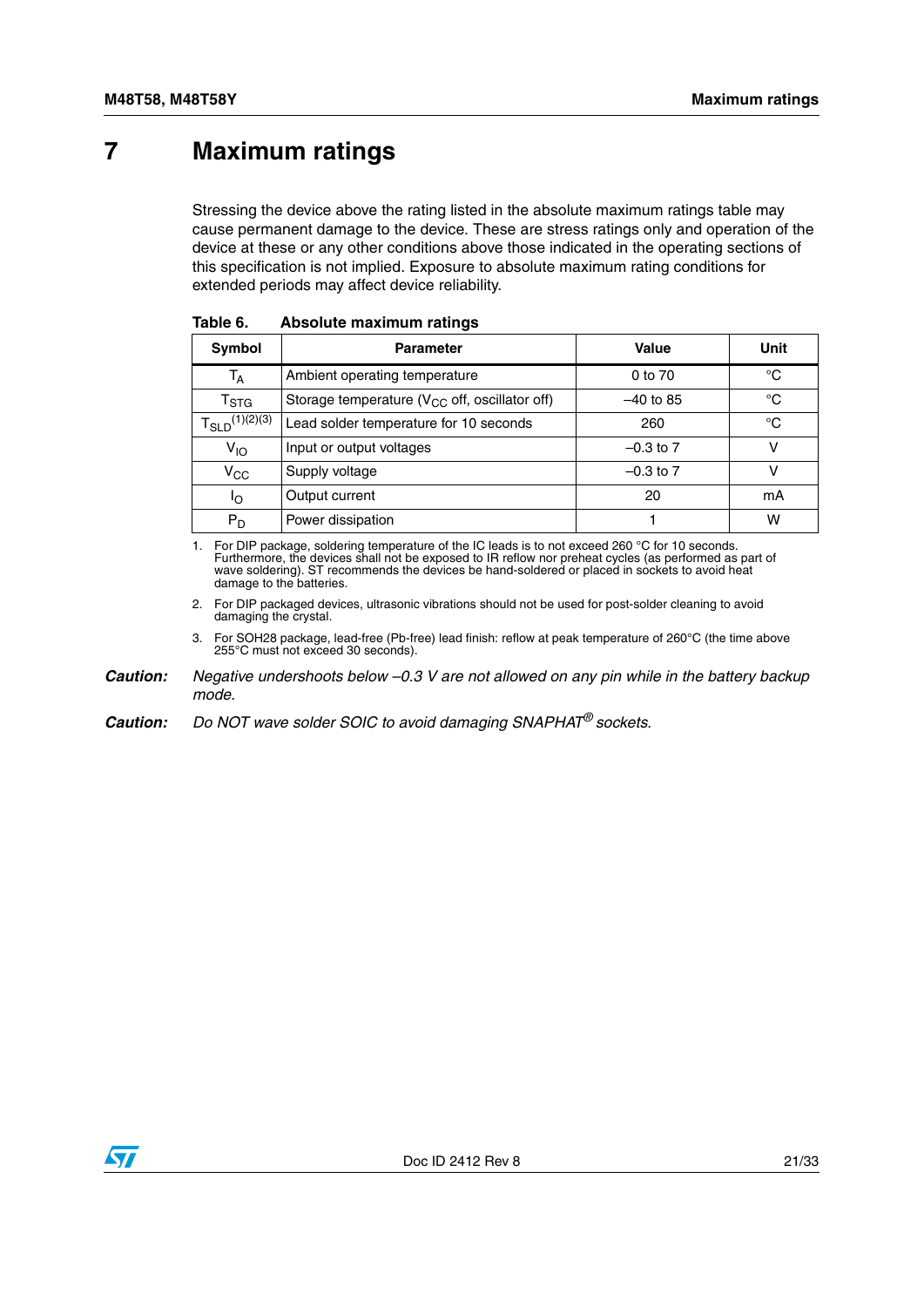# 7 Maximum ratings

Stressing the device above the rating listed in the absolute maximum ratings table may cause permanent damage to the device. These are stress ratings only and operation of the device at these or any other conditions above those indicated in the operating sections of this specification is not implied. Exposure to absolute maximum rating conditions for extended periods may affect device reliability.

**Table 6. Absolute maximum ratings**

| Symbol | Parameter | Value | Unit |
|---|---|---|---|
| $T_A$ | Ambient operating temperature | 0 to 70 | °C |
| $T_{STG}$ | Storage temperature ($V_{CC}$ off, oscillator off) | –40 to 85 | °C |
| $T_{SLD}$[(1)(2)(3)] | Lead solder temperature for 10 seconds | 260 | °C |
| $V_{IO}$ | Input or output voltages | –0.3 to 7 | V |
| $V_{CC}$ | Supply voltage | –0.3 to 7 | V |
| $I_O$ | Output current | 20 | mA |
| $P_D$ | Power dissipation | 1 | W |

1. For DIP package, soldering temperature of the IC leads is to not exceed 260 °C for 10 seconds. Furthermore, the devices shall not be exposed to IR reflow nor preheat cycles (as performed as part of wave soldering). ST recommends the devices be hand-soldered or placed in sockets to avoid heat damage to the batteries.
2. For DIP packaged devices, ultrasonic vibrations should not be used for post-solder cleaning to avoid damaging the crystal.
3. For SOH28 package, lead-free (Pb-free) lead finish: reflow at peak temperature of 260°C (the time above 255°C must not exceed 30 seconds).

**Caution:** *Negative undershoots below –0.3 V are not allowed on any pin while in the battery backup mode.*

**Caution:** *Do NOT wave solder SOIC to avoid damaging SNAPHAT® sockets.*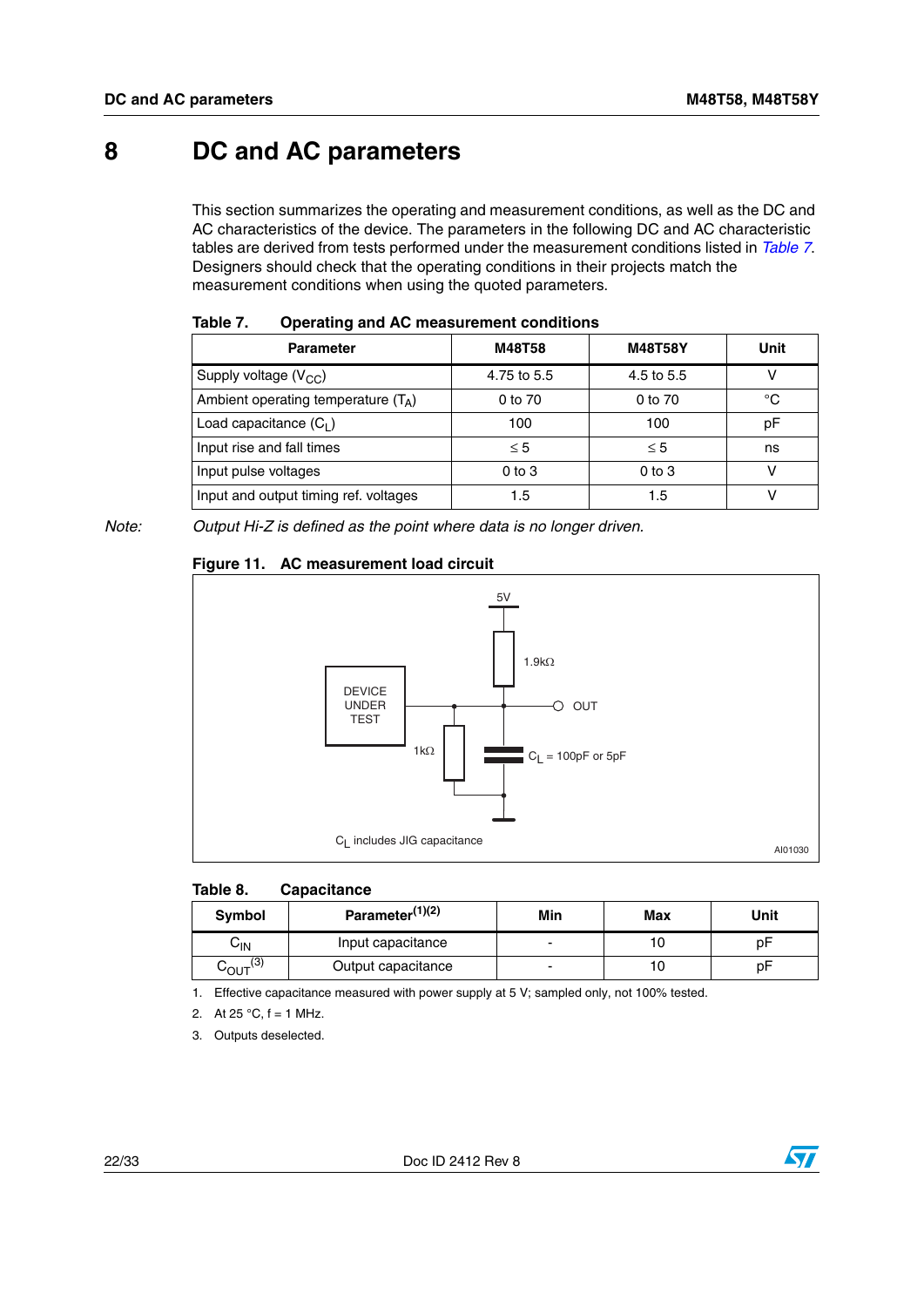# 8 DC and AC parameters

This section summarizes the operating and measurement conditions, as well as the DC and AC characteristics of the device. The parameters in the following DC and AC characteristic tables are derived from tests performed under the measurement conditions listed in *Table 7*. Designers should check that the operating conditions in their projects match the measurement conditions when using the quoted parameters.

**Table 7. Operating and AC measurement conditions**

| Parameter | M48T58 | M48T58Y | Unit |
|---|---|---|---|
| Supply voltage ($V_{CC}$) | 4.75 to 5.5 | 4.5 to 5.5 | V |
| Ambient operating temperature ($T_A$) | 0 to 70 | 0 to 70 | °C |
| Load capacitance ($C_L$) | 100 | 100 | pF |
| Input rise and fall times | ≤ 5 | ≤ 5 | ns |
| Input pulse voltages | 0 to 3 | 0 to 3 | V |
| Input and output timing ref. voltages | 1.5 | 1.5 | V |

*Note: Output Hi-Z is defined as the point where data is no longer driven.*

**Figure 11. AC measurement load circuit**

5V

1.9kΩ

DEVICE UNDER TEST

OUT

1kΩ

$C_L$ = 100pF or 5pF

$C_L$ includes JIG capacitance

AI01030

**Table 8. Capacitance**

| Symbol | Parameter[(1)(2)] | Min | Max | Unit |
|---|---|---|---|---|
| $C_{IN}$ | Input capacitance | - | 10 | pF |
| $C_{OUT}$[(3)] | Output capacitance | - | 10 | pF |

1. Effective capacitance measured with power supply at 5 V; sampled only, not 100% tested.
2. At 25 °C, f = 1 MHz.
3. Outputs deselected.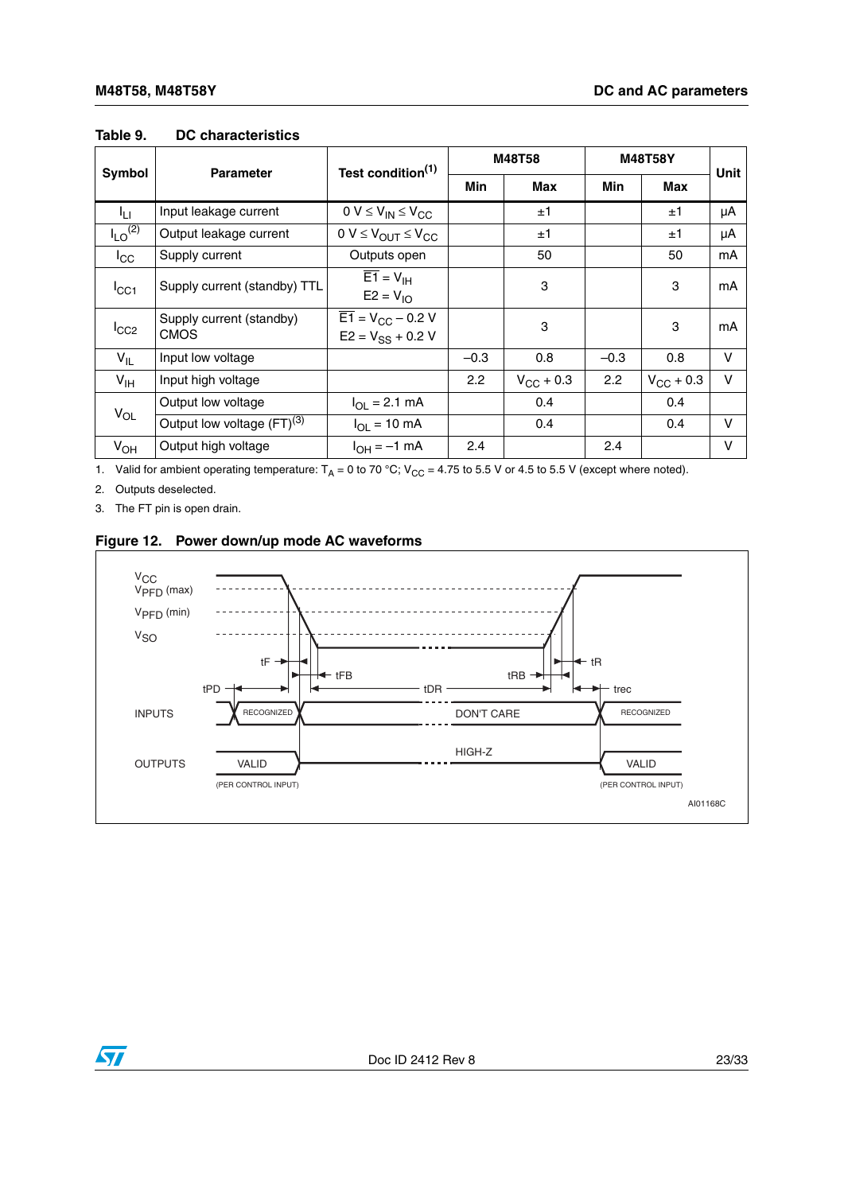**Table 9. DC characteristics**

| Symbol | Parameter | Test condition(1) | M48T58 | | M48T58Y | | Unit |
|---|---|---|---|---|---|---|---|
| | | | Min | Max | Min | Max | |
| $I_{LI}$ | Input leakage current | $0\ V \leq V_{IN} \leq V_{CC}$ | | ±1 | | ±1 | µA |
| $I_{LO}$(2) | Output leakage current | $0\ V \leq V_{OUT} \leq V_{CC}$ | | ±1 | | ±1 | µA |
| $I_{CC}$ | Supply current | Outputs open | | 50 | | 50 | mA |
| $I_{CC1}$ | Supply current (standby) TTL | $\overline{E1} = V_{IH}$ $E2 = V_{IO}$ | | 3 | | 3 | mA |
| $I_{CC2}$ | Supply current (standby) CMOS | $\overline{E1} = V_{CC} - 0.2\ V$ $E2 = V_{SS} + 0.2\ V$ | | 3 | | 3 | mA |
| $V_{IL}$ | Input low voltage | | –0.3 | 0.8 | –0.3 | 0.8 | V |
| $V_{IH}$ | Input high voltage | | 2.2 | $V_{CC} + 0.3$ | 2.2 | $V_{CC} + 0.3$ | V |
| $V_{OL}$ | Output low voltage | $I_{OL} = 2.1\ mA$ | | 0.4 | | 0.4 | V |
| | Output low voltage (FT)(3) | $I_{OL} = 10\ mA$ | | 0.4 | | 0.4 | V |
| $V_{OH}$ | Output high voltage | $I_{OH} = -1\ mA$ | 2.4 | | 2.4 | | V |

1. Valid for ambient operating temperature: $T_A$ = 0 to 70 °C; $V_{CC}$ = 4.75 to 5.5 V or 4.5 to 5.5 V (except where noted).
2. Outputs deselected.
3. The FT pin is open drain.

**Figure 12. Power down/up mode AC waveforms**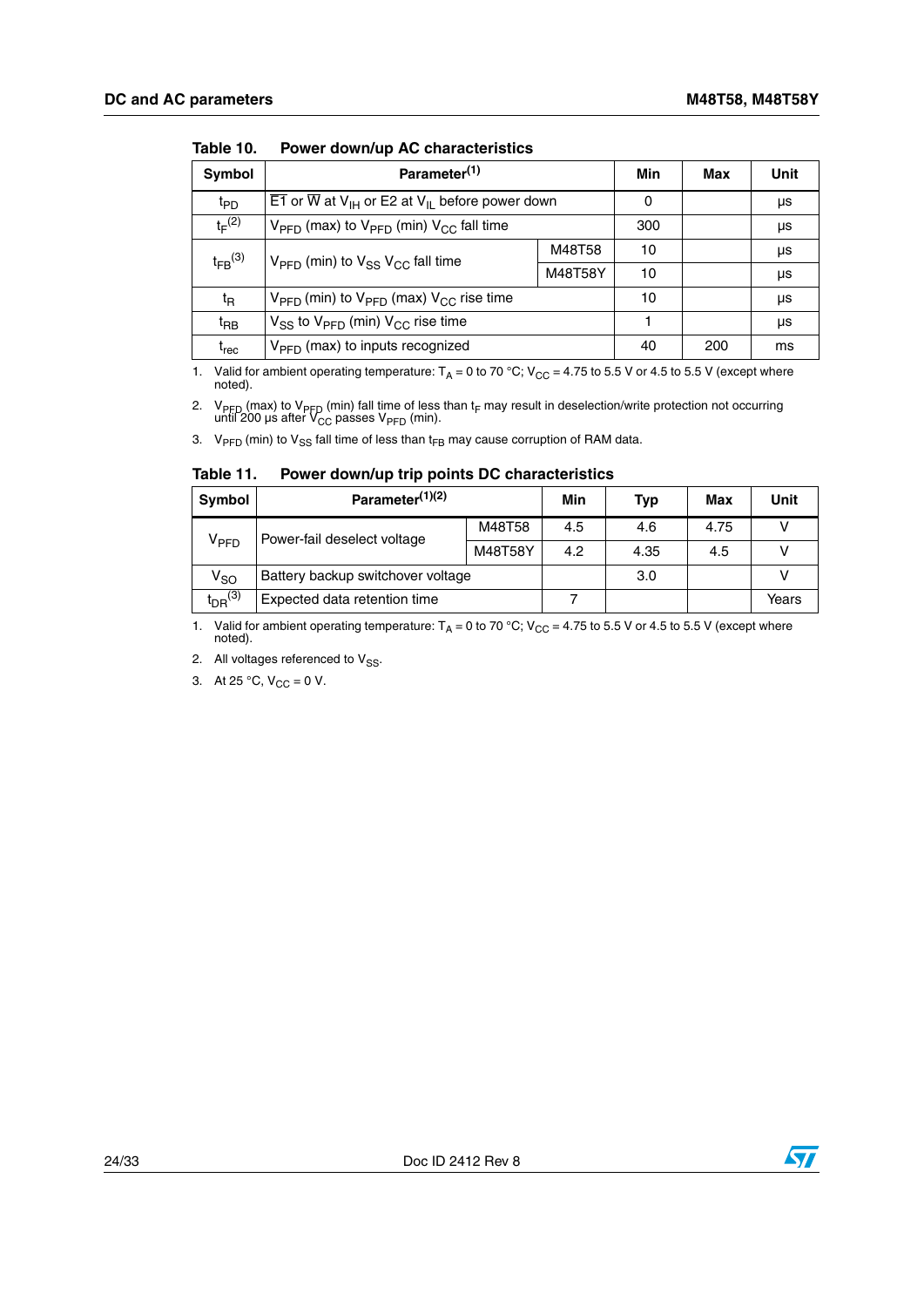**Table 10. Power down/up AC characteristics**

| Symbol | Parameter[1] | | Min | Max | Unit |
|---|---|---|---|---|---|
| $t_{PD}$ | $\overline{E1}$ or $\overline{W}$ at $V_{IH}$ or E2 at $V_{IL}$ before power down | | 0 | | µs |
| $t_F$[2] | $V_{PFD}$ (max) to $V_{PFD}$ (min) $V_{CC}$ fall time | | 300 | | µs |
| $t_{FB}$[3] | $V_{PFD}$ (min) to $V_{SS}$ $V_{CC}$ fall time | M48T58 | 10 | | µs |
| | | M48T58Y | 10 | | µs |
| $t_R$ | $V_{PFD}$ (min) to $V_{PFD}$ (max) $V_{CC}$ rise time | | 10 | | µs |
| $t_{RB}$ | $V_{SS}$ to $V_{PFD}$ (min) $V_{CC}$ rise time | | 1 | | µs |
| $t_{rec}$ | $V_{PFD}$ (max) to inputs recognized | | 40 | 200 | ms |

1. Valid for ambient operating temperature: $T_A$ = 0 to 70 °C; $V_{CC}$ = 4.75 to 5.5 V or 4.5 to 5.5 V (except where noted).
2. $V_{PFD}$ (max) to $V_{PFD}$ (min) fall time of less than $t_F$ may result in deselection/write protection not occurring until 200 µs after $V_{CC}$ passes $V_{PFD}$ (min).
3. $V_{PFD}$ (min) to $V_{SS}$ fall time of less than $t_{FB}$ may cause corruption of RAM data.

**Table 11. Power down/up trip points DC characteristics**

| Symbol | Parameter[1][2] | | Min | Typ | Max | Unit |
|---|---|---|---|---|---|---|
| $V_{PFD}$ | Power-fail deselect voltage | M48T58 | 4.5 | 4.6 | 4.75 | V |
| | | M48T58Y | 4.2 | 4.35 | 4.5 | V |
| $V_{SO}$ | Battery backup switchover voltage | | | 3.0 | | V |
| $t_{DR}$[3] | Expected data retention time | | 7 | | | Years |

1. Valid for ambient operating temperature: $T_A$ = 0 to 70 °C; $V_{CC}$ = 4.75 to 5.5 V or 4.5 to 5.5 V (except where noted).
2. All voltages referenced to $V_{SS}$.
3. At 25 °C, $V_{CC}$ = 0 V.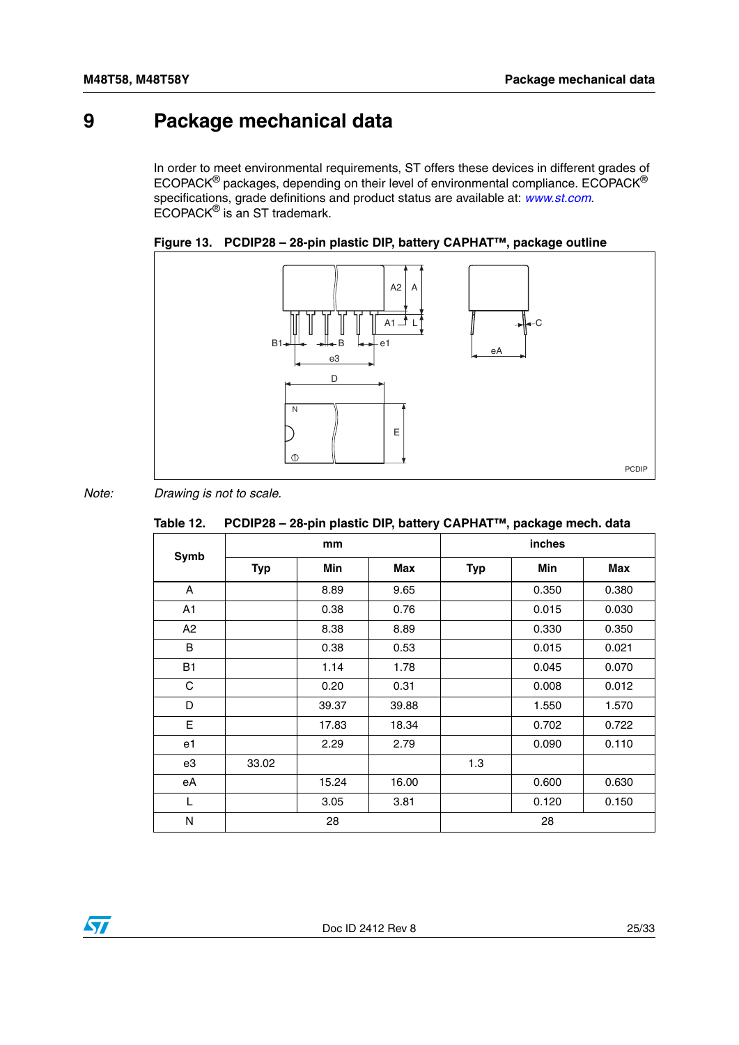# 9 Package mechanical data

In order to meet environmental requirements, ST offers these devices in different grades of ECOPACK® packages, depending on their level of environmental compliance. ECOPACK® specifications, grade definitions and product status are available at: www.st.com. ECOPACK® is an ST trademark.

**Figure 13. PCDIP28 – 28-pin plastic DIP, battery CAPHAT™, package outline**

*Note: Drawing is not to scale.*

**Table 12. PCDIP28 – 28-pin plastic DIP, battery CAPHAT™, package mech. data**

| Symb | mm | | | inches | | |
|---|---|---|---|---|---|---|
| | Typ | Min | Max | Typ | Min | Max |
| A | | 8.89 | 9.65 | | 0.350 | 0.380 |
| A1 | | 0.38 | 0.76 | | 0.015 | 0.030 |
| A2 | | 8.38 | 8.89 | | 0.330 | 0.350 |
| B | | 0.38 | 0.53 | | 0.015 | 0.021 |
| B1 | | 1.14 | 1.78 | | 0.045 | 0.070 |
| C | | 0.20 | 0.31 | | 0.008 | 0.012 |
| D | | 39.37 | 39.88 | | 1.550 | 1.570 |
| E | | 17.83 | 18.34 | | 0.702 | 0.722 |
| e1 | | 2.29 | 2.79 | | 0.090 | 0.110 |
| e3 | 33.02 | | | 1.3 | | |
| eA | | 15.24 | 16.00 | | 0.600 | 0.630 |
| L | | 3.05 | 3.81 | | 0.120 | 0.150 |
| N | | 28 | | | 28 | |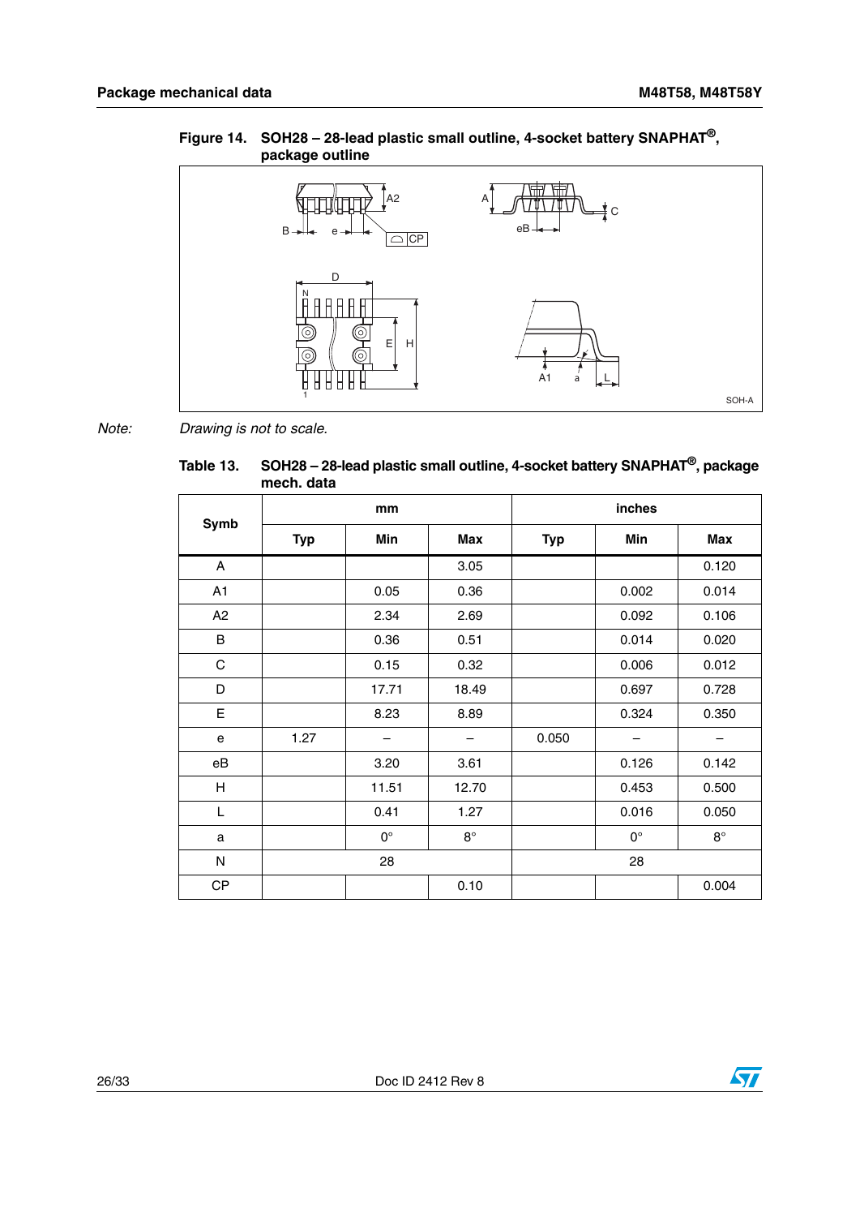Figure 14. SOH28 – 28-lead plastic small outline, 4-socket battery SNAPHAT®, package outline

*Note:* *Drawing is not to scale.*

Table 13. SOH28 – 28-lead plastic small outline, 4-socket battery SNAPHAT®, package mech. data

| Symb | mm | | | inches | | |
|---|---|---|---|---|---|---|
| | Typ | Min | Max | Typ | Min | Max |
| A | | | 3.05 | | | 0.120 |
| A1 | | 0.05 | 0.36 | | 0.002 | 0.014 |
| A2 | | 2.34 | 2.69 | | 0.092 | 0.106 |
| B | | 0.36 | 0.51 | | 0.014 | 0.020 |
| C | | 0.15 | 0.32 | | 0.006 | 0.012 |
| D | | 17.71 | 18.49 | | 0.697 | 0.728 |
| E | | 8.23 | 8.89 | | 0.324 | 0.350 |
| e | 1.27 | – | – | 0.050 | – | – |
| eB | | 3.20 | 3.61 | | 0.126 | 0.142 |
| H | | 11.51 | 12.70 | | 0.453 | 0.500 |
| L | | 0.41 | 1.27 | | 0.016 | 0.050 |
| a | | 0° | 8° | | 0° | 8° |
| N | 28 | | | 28 | | |
| CP | | | 0.10 | | | 0.004 |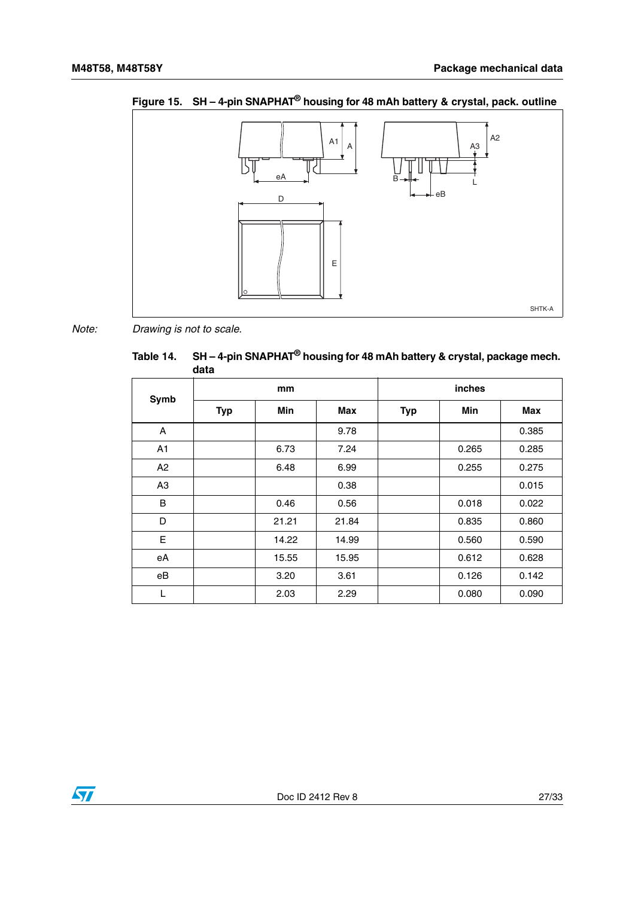**Figure 15. SH – 4-pin SNAPHAT® housing for 48 mAh battery & crystal, pack. outline**

*Note: Drawing is not to scale.*

**Table 14. SH – 4-pin SNAPHAT® housing for 48 mAh battery & crystal, package mech. data**

| Symb | mm | | | inches | | |
|---|---|---|---|---|---|---|
| | Typ | Min | Max | Typ | Min | Max |
| A | | | 9.78 | | | 0.385 |
| A1 | | 6.73 | 7.24 | | 0.265 | 0.285 |
| A2 | | 6.48 | 6.99 | | 0.255 | 0.275 |
| A3 | | | 0.38 | | | 0.015 |
| B | | 0.46 | 0.56 | | 0.018 | 0.022 |
| D | | 21.21 | 21.84 | | 0.835 | 0.860 |
| E | | 14.22 | 14.99 | | 0.560 | 0.590 |
| eA | | 15.55 | 15.95 | | 0.612 | 0.628 |
| eB | | 3.20 | 3.61 | | 0.126 | 0.142 |
| L | | 2.03 | 2.29 | | 0.080 | 0.090 |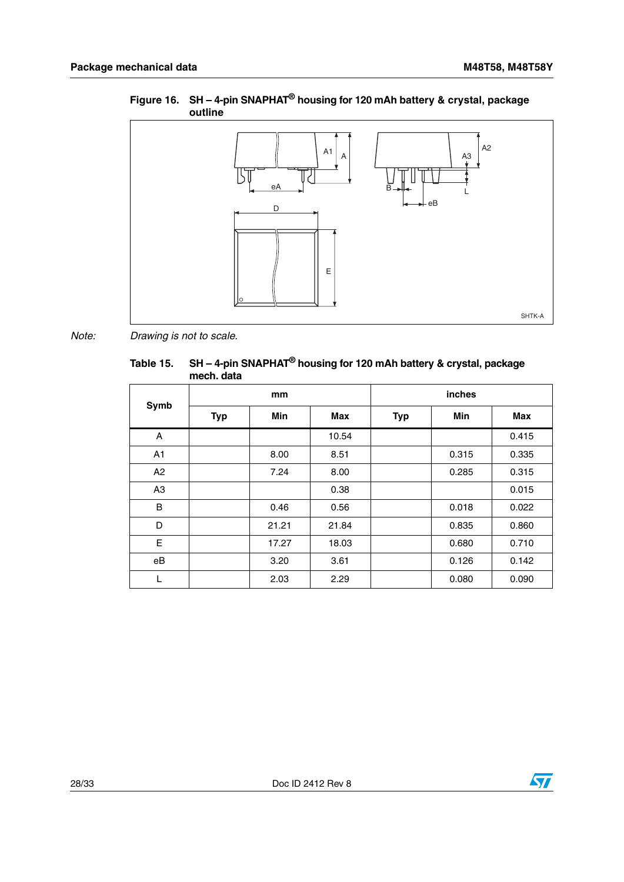**Figure 16. SH – 4-pin SNAPHAT® housing for 120 mAh battery & crystal, package outline**

*Note: Drawing is not to scale.*

**Table 15. SH – 4-pin SNAPHAT® housing for 120 mAh battery & crystal, package mech. data**

| Symb | mm | | | inches | | |
|---|---|---|---|---|---|---|
| | Typ | Min | Max | Typ | Min | Max |
| A | | | 10.54 | | | 0.415 |
| A1 | | 8.00 | 8.51 | | 0.315 | 0.335 |
| A2 | | 7.24 | 8.00 | | 0.285 | 0.315 |
| A3 | | | 0.38 | | | 0.015 |
| B | | 0.46 | 0.56 | | 0.018 | 0.022 |
| D | | 21.21 | 21.84 | | 0.835 | 0.860 |
| E | | 17.27 | 18.03 | | 0.680 | 0.710 |
| eB | | 3.20 | 3.61 | | 0.126 | 0.142 |
| L | | 2.03 | 2.29 | | 0.080 | 0.090 |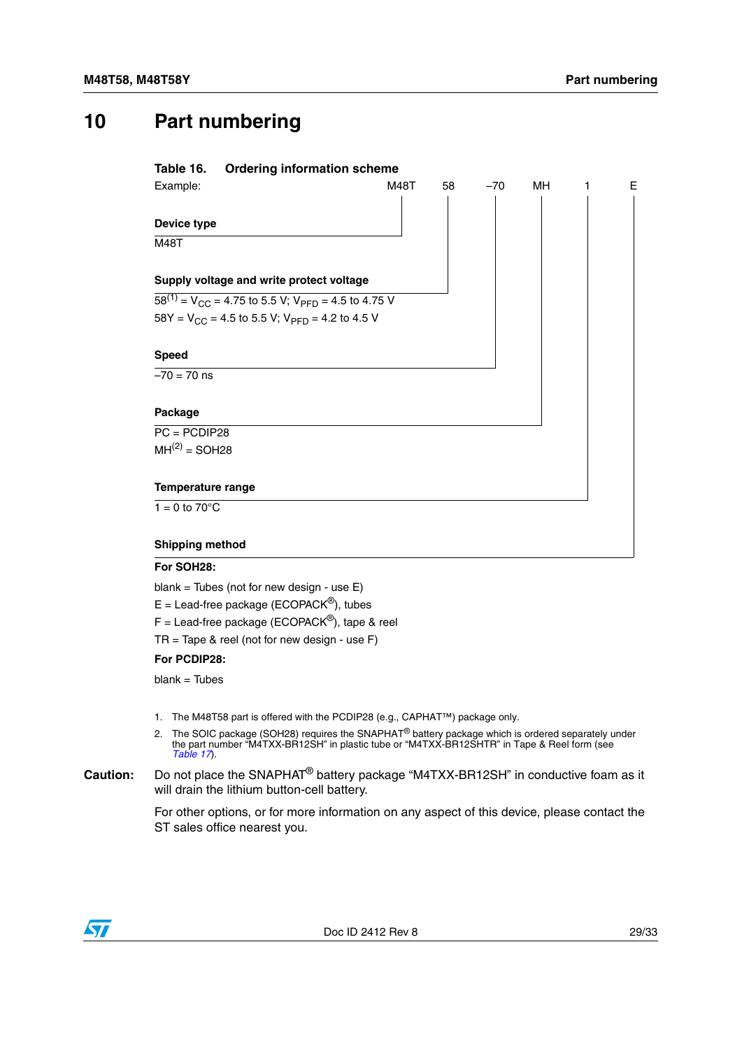# 10 Part numbering

**Table 16. Ordering information scheme**

Example: M48T 58 –70 MH 1 E

**Device type**

M48T

**Supply voltage and write protect voltage**

58[1] = $V_{CC}$ = 4.75 to 5.5 V; $V_{PFD}$ = 4.5 to 4.75 V

58Y = $V_{CC}$ = 4.5 to 5.5 V; $V_{PFD}$ = 4.2 to 4.5 V

**Speed**

–70 = 70 ns

**Package**

PC = PCDIP28

MH[2] = SOH28

**Temperature range**

1 = 0 to 70°C

**Shipping method**

**For SOH28:**

blank = Tubes (not for new design - use E)

E = Lead-free package (ECOPACK®), tubes

F = Lead-free package (ECOPACK®), tape & reel

TR = Tape & reel (not for new design - use F)

**For PCDIP28:**

blank = Tubes

1. The M48T58 part is offered with the PCDIP28 (e.g., CAPHAT™) package only.
2. The SOIC package (SOH28) requires the SNAPHAT® battery package which is ordered separately under the part number "M4TXX-BR12SH" in plastic tube or "M4TXX-BR12SHTR" in Tape & Reel form (see *Table 17*).

**Caution:** Do not place the SNAPHAT® battery package "M4TXX-BR12SH" in conductive foam as it will drain the lithium button-cell battery.

For other options, or for more information on any aspect of this device, please contact the ST sales office nearest you.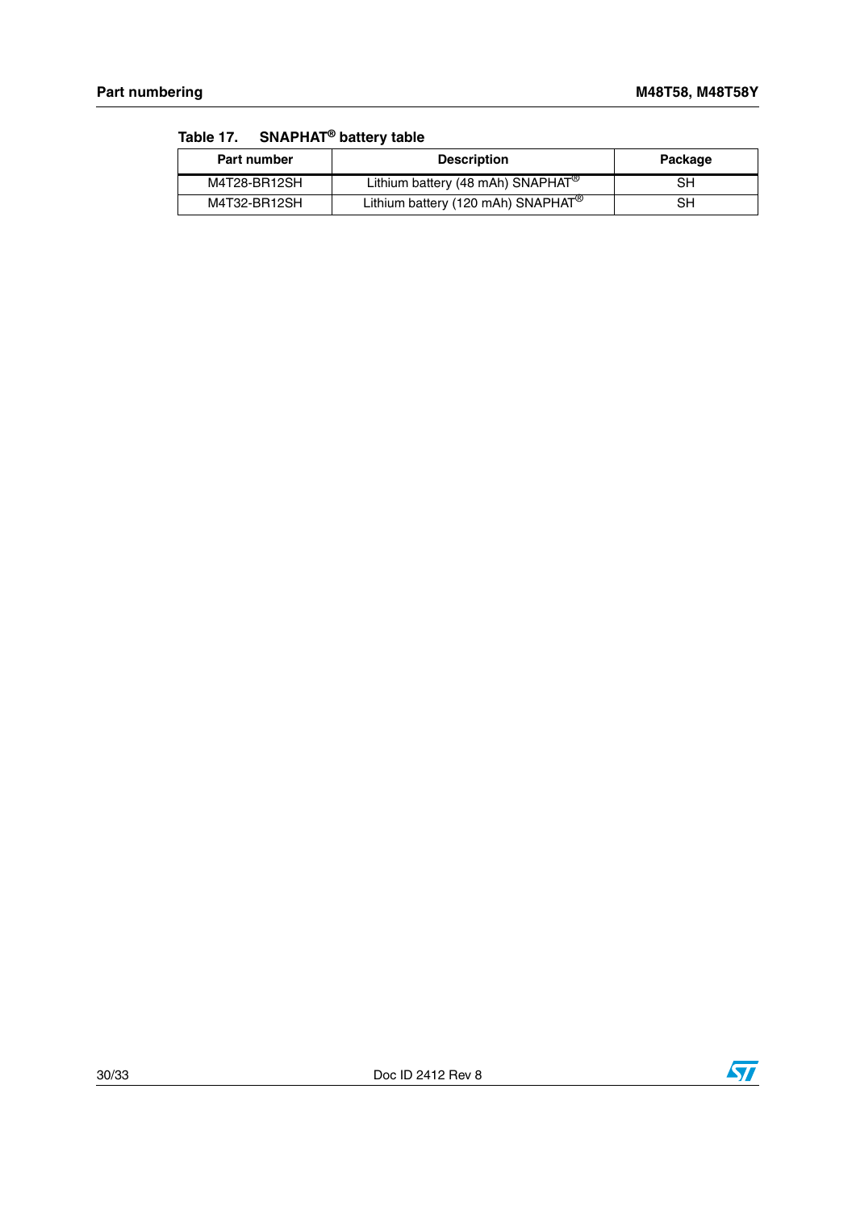Table 17. SNAPHAT® battery table

| Part number | Description | Package |
| --- | --- | --- |
| M4T28-BR12SH | Lithium battery (48 mAh) SNAPHAT® | SH |
| M4T32-BR12SH | Lithium battery (120 mAh) SNAPHAT® | SH |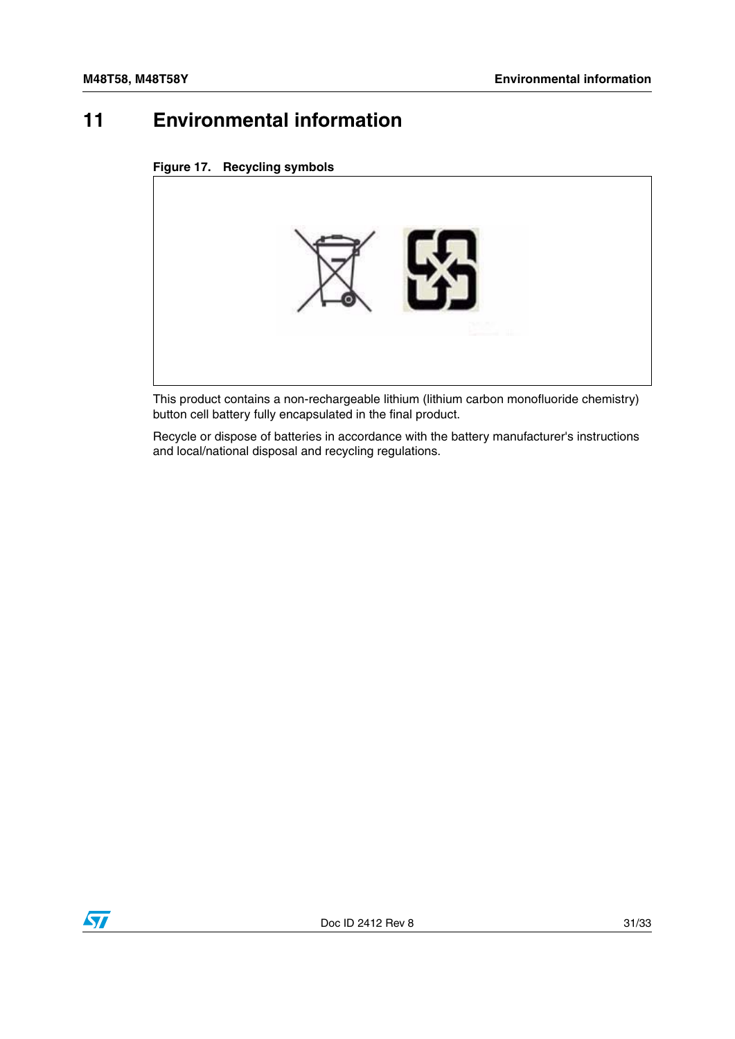# 11 Environmental information

**Figure 17. Recycling symbols**

This product contains a non-rechargeable lithium (lithium carbon monofluoride chemistry) button cell battery fully encapsulated in the final product.

Recycle or dispose of batteries in accordance with the battery manufacturer's instructions and local/national disposal and recycling regulations.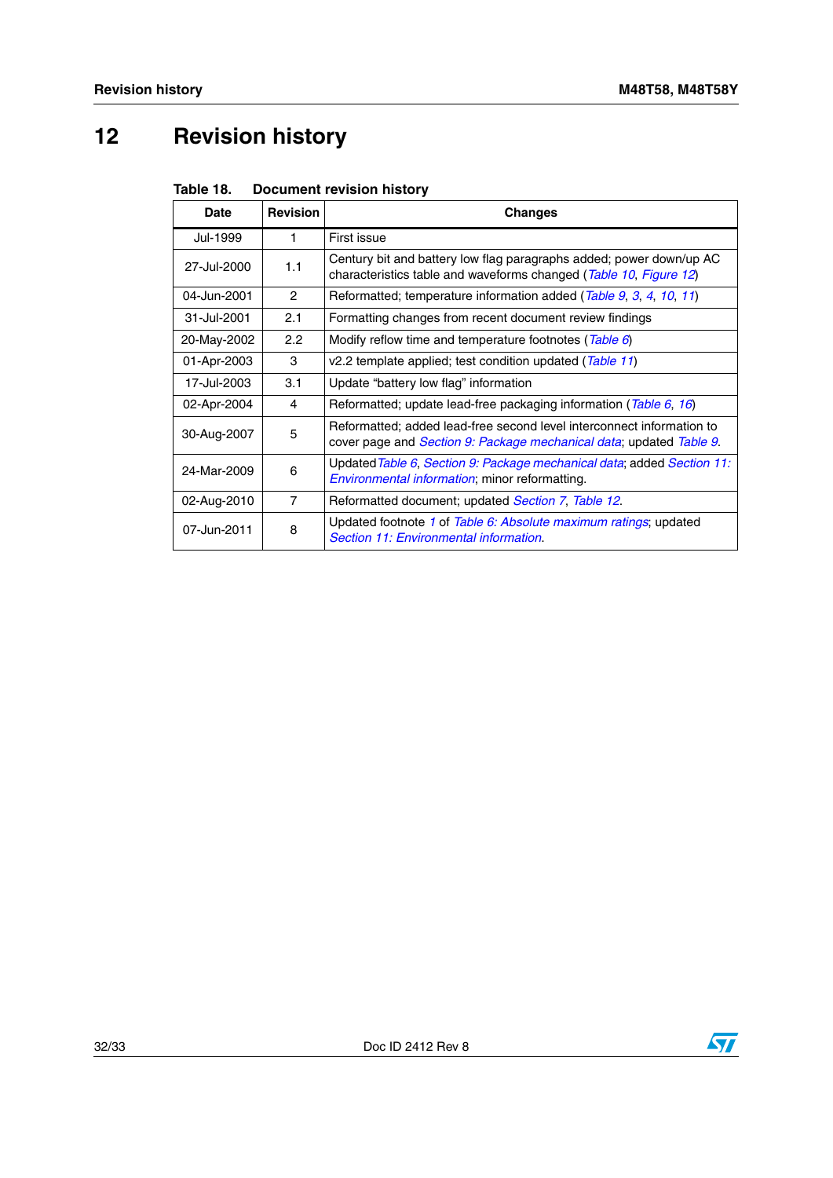# 12 Revision history

**Table 18. Document revision history**

| Date | Revision | Changes |
|---|---|---|
| Jul-1999 | 1 | First issue |
| 27-Jul-2000 | 1.1 | Century bit and battery low flag paragraphs added; power down/up AC characteristics table and waveforms changed (*Table 10*, *Figure 12*) |
| 04-Jun-2001 | 2 | Reformatted; temperature information added (*Table 9*, *3*, *4*, *10*, *11*) |
| 31-Jul-2001 | 2.1 | Formatting changes from recent document review findings |
| 20-May-2002 | 2.2 | Modify reflow time and temperature footnotes (*Table 6*) |
| 01-Apr-2003 | 3 | v2.2 template applied; test condition updated (*Table 11*) |
| 17-Jul-2003 | 3.1 | Update “battery low flag” information |
| 02-Apr-2004 | 4 | Reformatted; update lead-free packaging information (*Table 6*, *16*) |
| 30-Aug-2007 | 5 | Reformatted; added lead-free second level interconnect information to cover page and *Section 9: Package mechanical data*; updated *Table 9*. |
| 24-Mar-2009 | 6 | Updated *Table 6*, *Section 9: Package mechanical data*; added *Section 11: Environmental information*; minor reformatting. |
| 02-Aug-2010 | 7 | Reformatted document; updated *Section 7*, *Table 12*. |
| 07-Jun-2011 | 8 | Updated footnote *1* of *Table 6: Absolute maximum ratings*; updated *Section 11: Environmental information*. |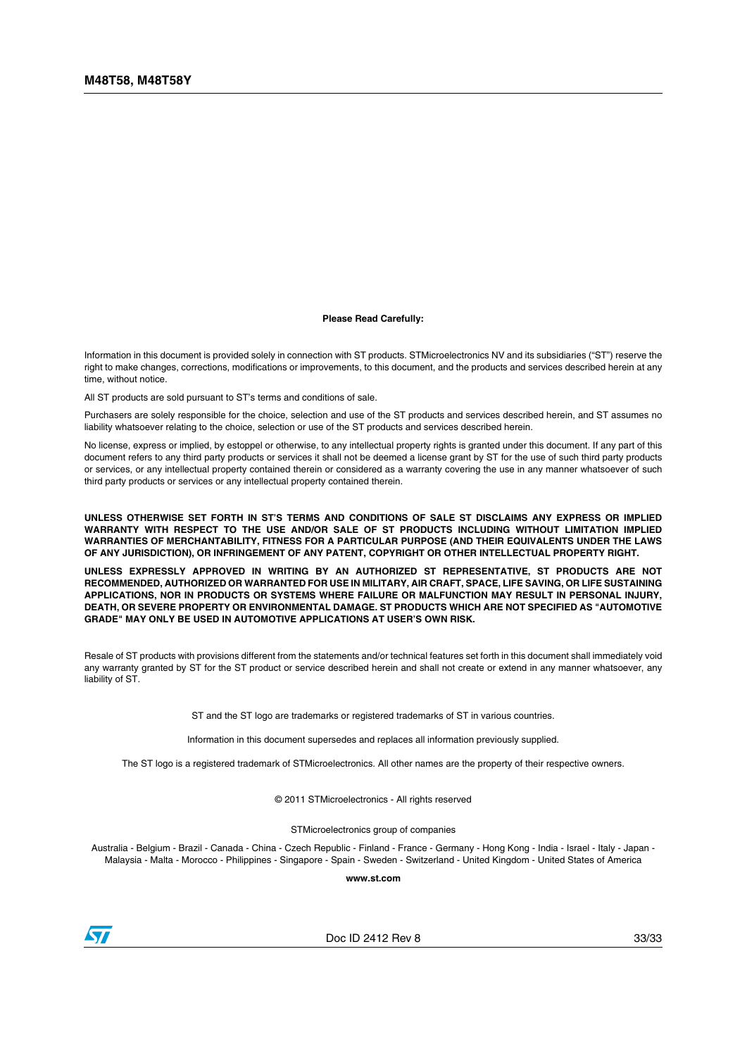**Please Read Carefully:**

Information in this document is provided solely in connection with ST products. STMicroelectronics NV and its subsidiaries ("ST") reserve the right to make changes, corrections, modifications or improvements, to this document, and the products and services described herein at any time, without notice.

All ST products are sold pursuant to ST's terms and conditions of sale.

Purchasers are solely responsible for the choice, selection and use of the ST products and services described herein, and ST assumes no liability whatsoever relating to the choice, selection or use of the ST products and services described herein.

No license, express or implied, by estoppel or otherwise, to any intellectual property rights is granted under this document. If any part of this document refers to any third party products or services it shall not be deemed a license grant by ST for the use of such third party products or services, or any intellectual property contained therein or considered as a warranty covering the use in any manner whatsoever of such third party products or services or any intellectual property contained therein.

**UNLESS OTHERWISE SET FORTH IN ST'S TERMS AND CONDITIONS OF SALE ST DISCLAIMS ANY EXPRESS OR IMPLIED WARRANTY WITH RESPECT TO THE USE AND/OR SALE OF ST PRODUCTS INCLUDING WITHOUT LIMITATION IMPLIED WARRANTIES OF MERCHANTABILITY, FITNESS FOR A PARTICULAR PURPOSE (AND THEIR EQUIVALENTS UNDER THE LAWS OF ANY JURISDICTION), OR INFRINGEMENT OF ANY PATENT, COPYRIGHT OR OTHER INTELLECTUAL PROPERTY RIGHT.**

**UNLESS EXPRESSLY APPROVED IN WRITING BY AN AUTHORIZED ST REPRESENTATIVE, ST PRODUCTS ARE NOT RECOMMENDED, AUTHORIZED OR WARRANTED FOR USE IN MILITARY, AIR CRAFT, SPACE, LIFE SAVING, OR LIFE SUSTAINING APPLICATIONS, NOR IN PRODUCTS OR SYSTEMS WHERE FAILURE OR MALFUNCTION MAY RESULT IN PERSONAL INJURY, DEATH, OR SEVERE PROPERTY OR ENVIRONMENTAL DAMAGE. ST PRODUCTS WHICH ARE NOT SPECIFIED AS "AUTOMOTIVE GRADE" MAY ONLY BE USED IN AUTOMOTIVE APPLICATIONS AT USER'S OWN RISK.**

Resale of ST products with provisions different from the statements and/or technical features set forth in this document shall immediately void any warranty granted by ST for the ST product or service described herein and shall not create or extend in any manner whatsoever, any liability of ST.

ST and the ST logo are trademarks or registered trademarks of ST in various countries.

Information in this document supersedes and replaces all information previously supplied.

The ST logo is a registered trademark of STMicroelectronics. All other names are the property of their respective owners.

© 2011 STMicroelectronics - All rights reserved

STMicroelectronics group of companies

Australia - Belgium - Brazil - Canada - China - Czech Republic - Finland - France - Germany - Hong Kong - India - Israel - Italy - Japan - Malaysia - Malta - Morocco - Philippines - Singapore - Spain - Sweden - Switzerland - United Kingdom - United States of America

**www.st.com**